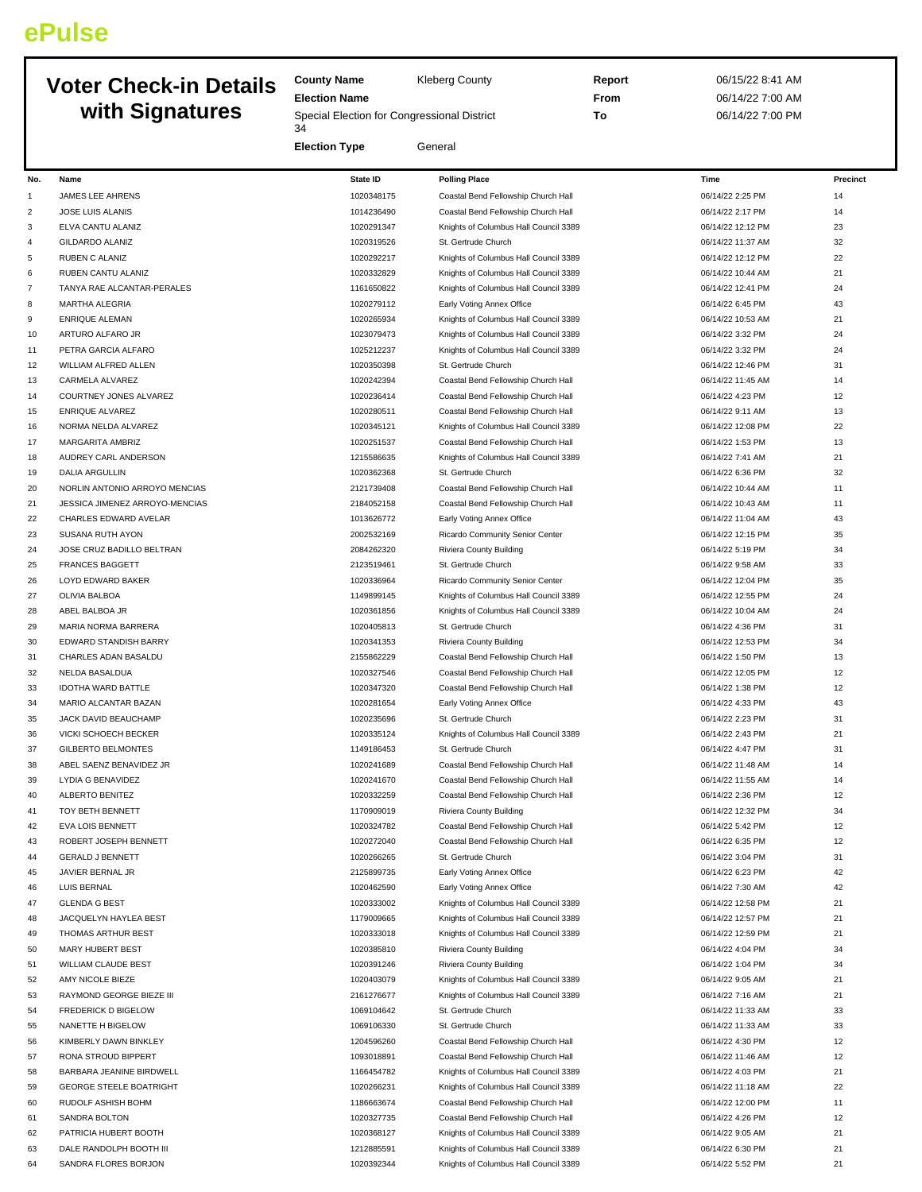ePulse

# Voter Check-in Details with Signatures

**County Name** Kleberg County
**Election Name** Special Election for Congressional District 34
**Election Type** General

**Report** 06/15/22 8:41 AM
**From** 06/14/22 7:00 AM
**To** 06/14/22 7:00 PM

| No. | Name | State ID | Polling Place | Time | Precinct |
|---|---|---|---|---|---|
| 1 | JAMES LEE AHRENS | 1020348175 | Coastal Bend Fellowship Church Hall | 06/14/22 2:25 PM | 14 |
| 2 | JOSE LUIS ALANIS | 1014236490 | Coastal Bend Fellowship Church Hall | 06/14/22 2:17 PM | 14 |
| 3 | ELVA CANTU ALANIZ | 1020291347 | Knights of Columbus Hall Council 3389 | 06/14/22 12:12 PM | 23 |
| 4 | GILDARDO ALANIZ | 1020319526 | St. Gertrude Church | 06/14/22 11:37 AM | 32 |
| 5 | RUBEN C ALANIZ | 1020292217 | Knights of Columbus Hall Council 3389 | 06/14/22 12:12 PM | 22 |
| 6 | RUBEN CANTU ALANIZ | 1020332829 | Knights of Columbus Hall Council 3389 | 06/14/22 10:44 AM | 21 |
| 7 | TANYA RAE ALCANTAR-PERALES | 1161650822 | Knights of Columbus Hall Council 3389 | 06/14/22 12:41 PM | 24 |
| 8 | MARTHA ALEGRIA | 1020279112 | Early Voting Annex Office | 06/14/22 6:45 PM | 43 |
| 9 | ENRIQUE ALEMAN | 1020265934 | Knights of Columbus Hall Council 3389 | 06/14/22 10:53 AM | 21 |
| 10 | ARTURO ALFARO JR | 1023079473 | Knights of Columbus Hall Council 3389 | 06/14/22 3:32 PM | 24 |
| 11 | PETRA GARCIA ALFARO | 1025212237 | Knights of Columbus Hall Council 3389 | 06/14/22 3:32 PM | 24 |
| 12 | WILLIAM ALFRED ALLEN | 1020350398 | St. Gertrude Church | 06/14/22 12:46 PM | 31 |
| 13 | CARMELA ALVAREZ | 1020242394 | Coastal Bend Fellowship Church Hall | 06/14/22 11:45 AM | 14 |
| 14 | COURTNEY JONES ALVAREZ | 1020236414 | Coastal Bend Fellowship Church Hall | 06/14/22 4:23 PM | 12 |
| 15 | ENRIQUE ALVAREZ | 1020280511 | Coastal Bend Fellowship Church Hall | 06/14/22 9:11 AM | 13 |
| 16 | NORMA NELDA ALVAREZ | 1020345121 | Knights of Columbus Hall Council 3389 | 06/14/22 12:08 PM | 22 |
| 17 | MARGARITA AMBRIZ | 1020251537 | Coastal Bend Fellowship Church Hall | 06/14/22 1:53 PM | 13 |
| 18 | AUDREY CARL ANDERSON | 1215586635 | Knights of Columbus Hall Council 3389 | 06/14/22 7:41 AM | 21 |
| 19 | DALIA ARGULLIN | 1020362368 | St. Gertrude Church | 06/14/22 6:36 PM | 32 |
| 20 | NORLIN ANTONIO ARROYO MENCIAS | 2121739408 | Coastal Bend Fellowship Church Hall | 06/14/22 10:44 AM | 11 |
| 21 | JESSICA JIMENEZ ARROYO-MENCIAS | 2184052158 | Coastal Bend Fellowship Church Hall | 06/14/22 10:43 AM | 11 |
| 22 | CHARLES EDWARD AVELAR | 1013626772 | Early Voting Annex Office | 06/14/22 11:04 AM | 43 |
| 23 | SUSANA RUTH AYON | 2002532169 | Ricardo Community Senior Center | 06/14/22 12:15 PM | 35 |
| 24 | JOSE CRUZ BADILLO BELTRAN | 2084262320 | Riviera County Building | 06/14/22 5:19 PM | 34 |
| 25 | FRANCES BAGGETT | 2123519461 | St. Gertrude Church | 06/14/22 9:58 AM | 33 |
| 26 | LOYD EDWARD BAKER | 1020336964 | Ricardo Community Senior Center | 06/14/22 12:04 PM | 35 |
| 27 | OLIVIA BALBOA | 1149899145 | Knights of Columbus Hall Council 3389 | 06/14/22 12:55 PM | 24 |
| 28 | ABEL BALBOA JR | 1020361856 | Knights of Columbus Hall Council 3389 | 06/14/22 10:04 AM | 24 |
| 29 | MARIA NORMA BARRERA | 1020405813 | St. Gertrude Church | 06/14/22 4:36 PM | 31 |
| 30 | EDWARD STANDISH BARRY | 1020341353 | Riviera County Building | 06/14/22 12:53 PM | 34 |
| 31 | CHARLES ADAN BASALDU | 2155862229 | Coastal Bend Fellowship Church Hall | 06/14/22 1:50 PM | 13 |
| 32 | NELDA BASALDUA | 1020327546 | Coastal Bend Fellowship Church Hall | 06/14/22 12:05 PM | 12 |
| 33 | IDOTHA WARD BATTLE | 1020347320 | Coastal Bend Fellowship Church Hall | 06/14/22 1:38 PM | 12 |
| 34 | MARIO ALCANTAR BAZAN | 1020281654 | Early Voting Annex Office | 06/14/22 4:33 PM | 43 |
| 35 | JACK DAVID BEAUCHAMP | 1020235696 | St. Gertrude Church | 06/14/22 2:23 PM | 31 |
| 36 | VICKI SCHOECH BECKER | 1020335124 | Knights of Columbus Hall Council 3389 | 06/14/22 2:43 PM | 21 |
| 37 | GILBERTO BELMONTES | 1149186453 | St. Gertrude Church | 06/14/22 4:47 PM | 31 |
| 38 | ABEL SAENZ BENAVIDEZ JR | 1020241689 | Coastal Bend Fellowship Church Hall | 06/14/22 11:48 AM | 14 |
| 39 | LYDIA G BENAVIDEZ | 1020241670 | Coastal Bend Fellowship Church Hall | 06/14/22 11:55 AM | 14 |
| 40 | ALBERTO BENITEZ | 1020332259 | Coastal Bend Fellowship Church Hall | 06/14/22 2:36 PM | 12 |
| 41 | TOY BETH BENNETT | 1170909019 | Riviera County Building | 06/14/22 12:32 PM | 34 |
| 42 | EVA LOIS BENNETT | 1020324782 | Coastal Bend Fellowship Church Hall | 06/14/22 5:42 PM | 12 |
| 43 | ROBERT JOSEPH BENNETT | 1020272040 | Coastal Bend Fellowship Church Hall | 06/14/22 6:35 PM | 12 |
| 44 | GERALD J BENNETT | 1020266265 | St. Gertrude Church | 06/14/22 3:04 PM | 31 |
| 45 | JAVIER BERNAL JR | 2125899735 | Early Voting Annex Office | 06/14/22 6:23 PM | 42 |
| 46 | LUIS BERNAL | 1020462590 | Early Voting Annex Office | 06/14/22 7:30 AM | 42 |
| 47 | GLENDA G BEST | 1020333002 | Knights of Columbus Hall Council 3389 | 06/14/22 12:58 PM | 21 |
| 48 | JACQUELYN HAYLEA BEST | 1179009665 | Knights of Columbus Hall Council 3389 | 06/14/22 12:57 PM | 21 |
| 49 | THOMAS ARTHUR BEST | 1020333018 | Knights of Columbus Hall Council 3389 | 06/14/22 12:59 PM | 21 |
| 50 | MARY HUBERT BEST | 1020385810 | Riviera County Building | 06/14/22 4:04 PM | 34 |
| 51 | WILLIAM CLAUDE BEST | 1020391246 | Riviera County Building | 06/14/22 1:04 PM | 34 |
| 52 | AMY NICOLE BIEZE | 1020403079 | Knights of Columbus Hall Council 3389 | 06/14/22 9:05 AM | 21 |
| 53 | RAYMOND GEORGE BIEZE III | 2161276677 | Knights of Columbus Hall Council 3389 | 06/14/22 7:16 AM | 21 |
| 54 | FREDERICK D BIGELOW | 1069104642 | St. Gertrude Church | 06/14/22 11:33 AM | 33 |
| 55 | NANETTE H BIGELOW | 1069106330 | St. Gertrude Church | 06/14/22 11:33 AM | 33 |
| 56 | KIMBERLY DAWN BINKLEY | 1204596260 | Coastal Bend Fellowship Church Hall | 06/14/22 4:30 PM | 12 |
| 57 | RONA STROUD BIPPERT | 1093018891 | Coastal Bend Fellowship Church Hall | 06/14/22 11:46 AM | 12 |
| 58 | BARBARA JEANINE BIRDWELL | 1166454782 | Knights of Columbus Hall Council 3389 | 06/14/22 4:03 PM | 21 |
| 59 | GEORGE STEELE BOATRIGHT | 1020266231 | Knights of Columbus Hall Council 3389 | 06/14/22 11:18 AM | 22 |
| 60 | RUDOLF ASHISH BOHM | 1186663674 | Coastal Bend Fellowship Church Hall | 06/14/22 12:00 PM | 11 |
| 61 | SANDRA BOLTON | 1020327735 | Coastal Bend Fellowship Church Hall | 06/14/22 4:26 PM | 12 |
| 62 | PATRICIA HUBERT BOOTH | 1020368127 | Knights of Columbus Hall Council 3389 | 06/14/22 9:05 AM | 21 |
| 63 | DALE RANDOLPH BOOTH III | 1212885591 | Knights of Columbus Hall Council 3389 | 06/14/22 6:30 PM | 21 |
| 64 | SANDRA FLORES BORJON | 1020392344 | Knights of Columbus Hall Council 3389 | 06/14/22 5:52 PM | 21 |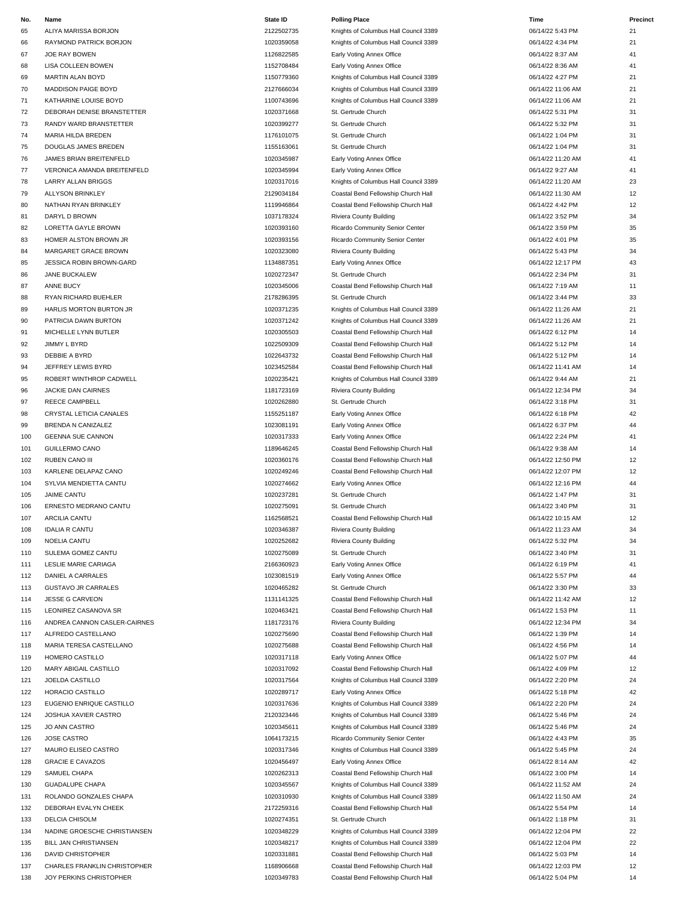| No. | Name | State ID | Polling Place | Time | Precinct |
|---|---|---|---|---|---|
| 65 | ALIYA MARISSA BORJON | 2122502735 | Knights of Columbus Hall Council 3389 | 06/14/22 5:43 PM | 21 |
| 66 | RAYMOND PATRICK BORJON | 1020359058 | Knights of Columbus Hall Council 3389 | 06/14/22 4:34 PM | 21 |
| 67 | JOE RAY BOWEN | 1126822585 | Early Voting Annex Office | 06/14/22 8:37 AM | 41 |
| 68 | LISA COLLEEN BOWEN | 1152708484 | Early Voting Annex Office | 06/14/22 8:36 AM | 41 |
| 69 | MARTIN ALAN BOYD | 1150779360 | Knights of Columbus Hall Council 3389 | 06/14/22 4:27 PM | 21 |
| 70 | MADDISON PAIGE BOYD | 2127666034 | Knights of Columbus Hall Council 3389 | 06/14/22 11:06 AM | 21 |
| 71 | KATHARINE LOUISE BOYD | 1100743696 | Knights of Columbus Hall Council 3389 | 06/14/22 11:06 AM | 21 |
| 72 | DEBORAH DENISE BRANSTETTER | 1020371668 | St. Gertrude Church | 06/14/22 5:31 PM | 31 |
| 73 | RANDY WARD BRANSTETTER | 1020399277 | St. Gertrude Church | 06/14/22 5:32 PM | 31 |
| 74 | MARIA HILDA BREDEN | 1176101075 | St. Gertrude Church | 06/14/22 1:04 PM | 31 |
| 75 | DOUGLAS JAMES BREDEN | 1155163061 | St. Gertrude Church | 06/14/22 1:04 PM | 31 |
| 76 | JAMES BRIAN BREITENFELD | 1020345987 | Early Voting Annex Office | 06/14/22 11:20 AM | 41 |
| 77 | VERONICA AMANDA BREITENFELD | 1020345994 | Early Voting Annex Office | 06/14/22 9:27 AM | 41 |
| 78 | LARRY ALLAN BRIGGS | 1020317016 | Knights of Columbus Hall Council 3389 | 06/14/22 11:20 AM | 23 |
| 79 | ALLYSON BRINKLEY | 2129034184 | Coastal Bend Fellowship Church Hall | 06/14/22 11:30 AM | 12 |
| 80 | NATHAN RYAN BRINKLEY | 1119946864 | Coastal Bend Fellowship Church Hall | 06/14/22 4:42 PM | 12 |
| 81 | DARYL D BROWN | 1037178324 | Riviera County Building | 06/14/22 3:52 PM | 34 |
| 82 | LORETTA GAYLE BROWN | 1020393160 | Ricardo Community Senior Center | 06/14/22 3:59 PM | 35 |
| 83 | HOMER ALSTON BROWN JR | 1020393156 | Ricardo Community Senior Center | 06/14/22 4:01 PM | 35 |
| 84 | MARGARET GRACE BROWN | 1020323080 | Riviera County Building | 06/14/22 5:43 PM | 34 |
| 85 | JESSICA ROBIN BROWN-GARD | 1134887351 | Early Voting Annex Office | 06/14/22 12:17 PM | 43 |
| 86 | JANE BUCKALEW | 1020272347 | St. Gertrude Church | 06/14/22 2:34 PM | 31 |
| 87 | ANNE BUCY | 1020345006 | Coastal Bend Fellowship Church Hall | 06/14/22 7:19 AM | 11 |
| 88 | RYAN RICHARD BUEHLER | 2178286395 | St. Gertrude Church | 06/14/22 3:44 PM | 33 |
| 89 | HARLIS MORTON BURTON JR | 1020371235 | Knights of Columbus Hall Council 3389 | 06/14/22 11:26 AM | 21 |
| 90 | PATRICIA DAWN BURTON | 1020371242 | Knights of Columbus Hall Council 3389 | 06/14/22 11:26 AM | 21 |
| 91 | MICHELLE LYNN BUTLER | 1020305503 | Coastal Bend Fellowship Church Hall | 06/14/22 6:12 PM | 14 |
| 92 | JIMMY L BYRD | 1022509309 | Coastal Bend Fellowship Church Hall | 06/14/22 5:12 PM | 14 |
| 93 | DEBBIE A BYRD | 1022643732 | Coastal Bend Fellowship Church Hall | 06/14/22 5:12 PM | 14 |
| 94 | JEFFREY LEWIS BYRD | 1023452584 | Coastal Bend Fellowship Church Hall | 06/14/22 11:41 AM | 14 |
| 95 | ROBERT WINTHROP CADWELL | 1020235421 | Knights of Columbus Hall Council 3389 | 06/14/22 9:44 AM | 21 |
| 96 | JACKIE DAN CAIRNES | 1181723169 | Riviera County Building | 06/14/22 12:34 PM | 34 |
| 97 | REECE CAMPBELL | 1020262880 | St. Gertrude Church | 06/14/22 3:18 PM | 31 |
| 98 | CRYSTAL LETICIA CANALES | 1155251187 | Early Voting Annex Office | 06/14/22 6:18 PM | 42 |
| 99 | BRENDA N CANIZALEZ | 1023081191 | Early Voting Annex Office | 06/14/22 6:37 PM | 44 |
| 100 | GEENNA SUE CANNON | 1020317333 | Early Voting Annex Office | 06/14/22 2:24 PM | 41 |
| 101 | GUILLERMO CANO | 1189646245 | Coastal Bend Fellowship Church Hall | 06/14/22 9:38 AM | 14 |
| 102 | RUBEN CANO III | 1020360176 | Coastal Bend Fellowship Church Hall | 06/14/22 12:50 PM | 12 |
| 103 | KARLENE DELAPAZ CANO | 1020249246 | Coastal Bend Fellowship Church Hall | 06/14/22 12:07 PM | 12 |
| 104 | SYLVIA MENDIETTA CANTU | 1020274662 | Early Voting Annex Office | 06/14/22 12:16 PM | 44 |
| 105 | JAIME CANTU | 1020237281 | St. Gertrude Church | 06/14/22 1:47 PM | 31 |
| 106 | ERNESTO MEDRANO CANTU | 1020275091 | St. Gertrude Church | 06/14/22 3:40 PM | 31 |
| 107 | ARCILIA CANTU | 1162568521 | Coastal Bend Fellowship Church Hall | 06/14/22 10:15 AM | 12 |
| 108 | IDALIA R CANTU | 1020346387 | Riviera County Building | 06/14/22 11:23 AM | 34 |
| 109 | NOELIA CANTU | 1020252682 | Riviera County Building | 06/14/22 5:32 PM | 34 |
| 110 | SULEMA GOMEZ CANTU | 1020275089 | St. Gertrude Church | 06/14/22 3:40 PM | 31 |
| 111 | LESLIE MARIE CARIAGA | 2166360923 | Early Voting Annex Office | 06/14/22 6:19 PM | 41 |
| 112 | DANIEL A CARRALES | 1023081519 | Early Voting Annex Office | 06/14/22 5:57 PM | 44 |
| 113 | GUSTAVO JR CARRALES | 1020465282 | St. Gertrude Church | 06/14/22 3:30 PM | 33 |
| 114 | JESSE G CARVEON | 1131141325 | Coastal Bend Fellowship Church Hall | 06/14/22 11:42 AM | 12 |
| 115 | LEONIREZ CASANOVA SR | 1020463421 | Coastal Bend Fellowship Church Hall | 06/14/22 1:53 PM | 11 |
| 116 | ANDREA CANNON CASLER-CAIRNES | 1181723176 | Riviera County Building | 06/14/22 12:34 PM | 34 |
| 117 | ALFREDO CASTELLANO | 1020275690 | Coastal Bend Fellowship Church Hall | 06/14/22 1:39 PM | 14 |
| 118 | MARIA TERESA CASTELLANO | 1020275688 | Coastal Bend Fellowship Church Hall | 06/14/22 4:56 PM | 14 |
| 119 | HOMERO CASTILLO | 1020317118 | Early Voting Annex Office | 06/14/22 5:07 PM | 44 |
| 120 | MARY ABIGAIL CASTILLO | 1020317092 | Coastal Bend Fellowship Church Hall | 06/14/22 4:09 PM | 12 |
| 121 | JOELDA CASTILLO | 1020317564 | Knights of Columbus Hall Council 3389 | 06/14/22 2:20 PM | 24 |
| 122 | HORACIO CASTILLO | 1020289717 | Early Voting Annex Office | 06/14/22 5:18 PM | 42 |
| 123 | EUGENIO ENRIQUE CASTILLO | 1020317636 | Knights of Columbus Hall Council 3389 | 06/14/22 2:20 PM | 24 |
| 124 | JOSHUA XAVIER CASTRO | 2120323446 | Knights of Columbus Hall Council 3389 | 06/14/22 5:46 PM | 24 |
| 125 | JO ANN CASTRO | 1020345611 | Knights of Columbus Hall Council 3389 | 06/14/22 5:46 PM | 24 |
| 126 | JOSE CASTRO | 1064173215 | Ricardo Community Senior Center | 06/14/22 4:43 PM | 35 |
| 127 | MAURO ELISEO CASTRO | 1020317346 | Knights of Columbus Hall Council 3389 | 06/14/22 5:45 PM | 24 |
| 128 | GRACIE E CAVAZOS | 1020456497 | Early Voting Annex Office | 06/14/22 8:14 AM | 42 |
| 129 | SAMUEL CHAPA | 1020262313 | Coastal Bend Fellowship Church Hall | 06/14/22 3:00 PM | 14 |
| 130 | GUADALUPE CHAPA | 1020345567 | Knights of Columbus Hall Council 3389 | 06/14/22 11:52 AM | 24 |
| 131 | ROLANDO GONZALES CHAPA | 1020310930 | Knights of Columbus Hall Council 3389 | 06/14/22 11:50 AM | 24 |
| 132 | DEBORAH EVALYN CHEEK | 2172259316 | Coastal Bend Fellowship Church Hall | 06/14/22 5:54 PM | 14 |
| 133 | DELCIA CHISOLM | 1020274351 | St. Gertrude Church | 06/14/22 1:18 PM | 31 |
| 134 | NADINE GROESCHE CHRISTIANSEN | 1020348229 | Knights of Columbus Hall Council 3389 | 06/14/22 12:04 PM | 22 |
| 135 | BILL JAN CHRISTIANSEN | 1020348217 | Knights of Columbus Hall Council 3389 | 06/14/22 12:04 PM | 22 |
| 136 | DAVID CHRISTOPHER | 1020331881 | Coastal Bend Fellowship Church Hall | 06/14/22 5:03 PM | 14 |
| 137 | CHARLES FRANKLIN CHRISTOPHER | 1168906668 | Coastal Bend Fellowship Church Hall | 06/14/22 12:03 PM | 12 |
| 138 | JOY PERKINS CHRISTOPHER | 1020349783 | Coastal Bend Fellowship Church Hall | 06/14/22 5:04 PM | 14 |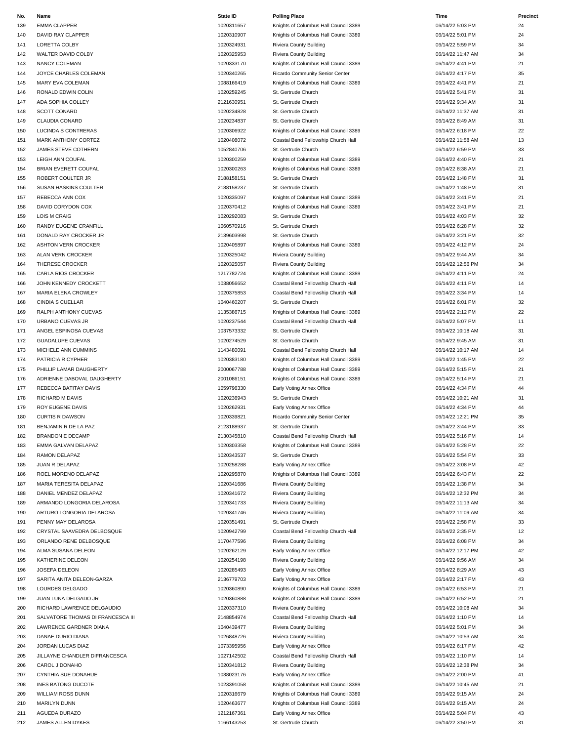| No. | Name | State ID | Polling Place | Time | Precinct |
|---|---|---|---|---|---|
| 139 | EMMA CLAPPER | 1020311657 | Knights of Columbus Hall Council 3389 | 06/14/22 5:03 PM | 24 |
| 140 | DAVID RAY CLAPPER | 1020310907 | Knights of Columbus Hall Council 3389 | 06/14/22 5:01 PM | 24 |
| 141 | LORETTA COLBY | 1020324931 | Riviera County Building | 06/14/22 5:59 PM | 34 |
| 142 | WALTER DAVID COLBY | 1020325953 | Riviera County Building | 06/14/22 11:47 AM | 34 |
| 143 | NANCY COLEMAN | 1020333170 | Knights of Columbus Hall Council 3389 | 06/14/22 4:41 PM | 21 |
| 144 | JOYCE CHARLES COLEMAN | 1020340265 | Ricardo Community Senior Center | 06/14/22 4:17 PM | 35 |
| 145 | MARY EVA COLEMAN | 1088166419 | Knights of Columbus Hall Council 3389 | 06/14/22 4:41 PM | 21 |
| 146 | RONALD EDWIN COLIN | 1020259245 | St. Gertrude Church | 06/14/22 5:41 PM | 31 |
| 147 | ADA SOPHIA COLLEY | 2121630951 | St. Gertrude Church | 06/14/22 9:34 AM | 31 |
| 148 | SCOTT CONARD | 1020234828 | St. Gertrude Church | 06/14/22 11:37 AM | 31 |
| 149 | CLAUDIA CONARD | 1020234837 | St. Gertrude Church | 06/14/22 8:49 AM | 31 |
| 150 | LUCINDA S CONTRERAS | 1020306922 | Knights of Columbus Hall Council 3389 | 06/14/22 6:18 PM | 22 |
| 151 | MARK ANTHONY CORTEZ | 1020408072 | Coastal Bend Fellowship Church Hall | 06/14/22 11:58 AM | 13 |
| 152 | JAMES STEVE COTHERN | 1052840706 | St. Gertrude Church | 06/14/22 6:59 PM | 33 |
| 153 | LEIGH ANN COUFAL | 1020300259 | Knights of Columbus Hall Council 3389 | 06/14/22 4:40 PM | 21 |
| 154 | BRIAN EVERETT COUFAL | 1020300263 | Knights of Columbus Hall Council 3389 | 06/14/22 8:38 AM | 21 |
| 155 | ROBERT COULTER JR | 2188158151 | St. Gertrude Church | 06/14/22 1:48 PM | 31 |
| 156 | SUSAN HASKINS COULTER | 2188158237 | St. Gertrude Church | 06/14/22 1:48 PM | 31 |
| 157 | REBECCA ANN COX | 1020335097 | Knights of Columbus Hall Council 3389 | 06/14/22 3:41 PM | 21 |
| 158 | DAVID CORYDON COX | 1020370412 | Knights of Columbus Hall Council 3389 | 06/14/22 3:41 PM | 21 |
| 159 | LOIS M CRAIG | 1020292083 | St. Gertrude Church | 06/14/22 4:03 PM | 32 |
| 160 | RANDY EUGENE CRANFILL | 1060570916 | St. Gertrude Church | 06/14/22 6:28 PM | 32 |
| 161 | DONALD RAY CROCKER JR | 2139603998 | St. Gertrude Church | 06/14/22 3:21 PM | 32 |
| 162 | ASHTON VERN CROCKER | 1020405897 | Knights of Columbus Hall Council 3389 | 06/14/22 4:12 PM | 24 |
| 163 | ALAN VERN CROCKER | 1020325042 | Riviera County Building | 06/14/22 9:44 AM | 34 |
| 164 | THERESE CROCKER | 1020325057 | Riviera County Building | 06/14/22 12:56 PM | 34 |
| 165 | CARLA RIOS CROCKER | 1217782724 | Knights of Columbus Hall Council 3389 | 06/14/22 4:11 PM | 24 |
| 166 | JOHN KENNEDY CROCKETT | 1038056652 | Coastal Bend Fellowship Church Hall | 06/14/22 4:11 PM | 14 |
| 167 | MARIA ELENA CROWLEY | 1020375853 | Coastal Bend Fellowship Church Hall | 06/14/22 3:34 PM | 14 |
| 168 | CINDIA S CUELLAR | 1040460207 | St. Gertrude Church | 06/14/22 6:01 PM | 32 |
| 169 | RALPH ANTHONY CUEVAS | 1135386715 | Knights of Columbus Hall Council 3389 | 06/14/22 2:12 PM | 22 |
| 170 | URBANO CUEVAS JR | 1020237544 | Coastal Bend Fellowship Church Hall | 06/14/22 5:07 PM | 11 |
| 171 | ANGEL ESPINOSA CUEVAS | 1037573332 | St. Gertrude Church | 06/14/22 10:18 AM | 31 |
| 172 | GUADALUPE CUEVAS | 1020274529 | St. Gertrude Church | 06/14/22 9:45 AM | 31 |
| 173 | MICHELE ANN CUMMINS | 1143480091 | Coastal Bend Fellowship Church Hall | 06/14/22 10:17 AM | 14 |
| 174 | PATRICIA R CYPHER | 1020383180 | Knights of Columbus Hall Council 3389 | 06/14/22 1:45 PM | 22 |
| 175 | PHILLIP LAMAR DAUGHERTY | 2000067788 | Knights of Columbus Hall Council 3389 | 06/14/22 5:15 PM | 21 |
| 176 | ADRIENNE DABOVAL DAUGHERTY | 2001086151 | Knights of Columbus Hall Council 3389 | 06/14/22 5:14 PM | 21 |
| 177 | REBECCA BATITAY DAVIS | 1059796330 | Early Voting Annex Office | 06/14/22 4:34 PM | 44 |
| 178 | RICHARD M DAVIS | 1020236943 | St. Gertrude Church | 06/14/22 10:21 AM | 31 |
| 179 | ROY EUGENE DAVIS | 1020262931 | Early Voting Annex Office | 06/14/22 4:34 PM | 44 |
| 180 | CURTIS R DAWSON | 1020339821 | Ricardo Community Senior Center | 06/14/22 12:21 PM | 35 |
| 181 | BENJAMIN R DE LA PAZ | 2123188937 | St. Gertrude Church | 06/14/22 3:44 PM | 33 |
| 182 | BRANDON E DECAMP | 2130345810 | Coastal Bend Fellowship Church Hall | 06/14/22 5:16 PM | 14 |
| 183 | EMMA GALVAN DELAPAZ | 1020303358 | Knights of Columbus Hall Council 3389 | 06/14/22 5:28 PM | 22 |
| 184 | RAMON DELAPAZ | 1020343537 | St. Gertrude Church | 06/14/22 5:54 PM | 33 |
| 185 | JUAN R DELAPAZ | 1020258288 | Early Voting Annex Office | 06/14/22 3:08 PM | 42 |
| 186 | ROEL MORENO DELAPAZ | 1020295870 | Knights of Columbus Hall Council 3389 | 06/14/22 6:43 PM | 22 |
| 187 | MARIA TERESITA DELAPAZ | 1020341686 | Riviera County Building | 06/14/22 1:38 PM | 34 |
| 188 | DANIEL MENDEZ DELAPAZ | 1020341672 | Riviera County Building | 06/14/22 12:32 PM | 34 |
| 189 | ARMANDO LONGORIA DELAROSA | 1020341733 | Riviera County Building | 06/14/22 11:13 AM | 34 |
| 190 | ARTURO LONGORIA DELAROSA | 1020341746 | Riviera County Building | 06/14/22 11:09 AM | 34 |
| 191 | PENNY MAY DELAROSA | 1020351491 | St. Gertrude Church | 06/14/22 2:58 PM | 33 |
| 192 | CRYSTAL SAAVEDRA DELBOSQUE | 1020942799 | Coastal Bend Fellowship Church Hall | 06/14/22 2:35 PM | 12 |
| 193 | ORLANDO RENE DELBOSQUE | 1170477596 | Riviera County Building | 06/14/22 6:08 PM | 34 |
| 194 | ALMA SUSANA DELEON | 1020262129 | Early Voting Annex Office | 06/14/22 12:17 PM | 42 |
| 195 | KATHERINE DELEON | 1020254198 | Riviera County Building | 06/14/22 9:56 AM | 34 |
| 196 | JOSEFA DELEON | 1020285493 | Early Voting Annex Office | 06/14/22 8:29 AM | 43 |
| 197 | SARITA ANITA DELEON-GARZA | 2136779703 | Early Voting Annex Office | 06/14/22 2:17 PM | 43 |
| 198 | LOURDES DELGADO | 1020360890 | Knights of Columbus Hall Council 3389 | 06/14/22 6:53 PM | 21 |
| 199 | JUAN LUNA DELGADO JR | 1020360888 | Knights of Columbus Hall Council 3389 | 06/14/22 6:52 PM | 21 |
| 200 | RICHARD LAWRENCE DELGAUDIO | 1020337310 | Riviera County Building | 06/14/22 10:08 AM | 34 |
| 201 | SALVATORE THOMAS DI FRANCESCA III | 2148854974 | Coastal Bend Fellowship Church Hall | 06/14/22 1:10 PM | 14 |
| 202 | LAWRENCE GARDNER DIANA | 1040439477 | Riviera County Building | 06/14/22 5:01 PM | 34 |
| 203 | DANAE DURIO DIANA | 1026848726 | Riviera County Building | 06/14/22 10:53 AM | 34 |
| 204 | JORDAN LUCAS DIAZ | 1073395956 | Early Voting Annex Office | 06/14/22 6:17 PM | 42 |
| 205 | JILLAYNE CHANDLER DIFRANCESCA | 1027142502 | Coastal Bend Fellowship Church Hall | 06/14/22 1:10 PM | 14 |
| 206 | CAROL J DONAHO | 1020341812 | Riviera County Building | 06/14/22 12:38 PM | 34 |
| 207 | CYNTHIA SUE DONAHUE | 1038023176 | Early Voting Annex Office | 06/14/22 2:00 PM | 41 |
| 208 | INES BATONG DUCOTE | 1023391058 | Knights of Columbus Hall Council 3389 | 06/14/22 10:45 AM | 21 |
| 209 | WILLIAM ROSS DUNN | 1020316679 | Knights of Columbus Hall Council 3389 | 06/14/22 9:15 AM | 24 |
| 210 | MARILYN DUNN | 1020463677 | Knights of Columbus Hall Council 3389 | 06/14/22 9:15 AM | 24 |
| 211 | AGUEDA DURAZO | 1212167361 | Early Voting Annex Office | 06/14/22 5:04 PM | 43 |
| 212 | JAMES ALLEN DYKES | 1166143253 | St. Gertrude Church | 06/14/22 3:50 PM | 31 |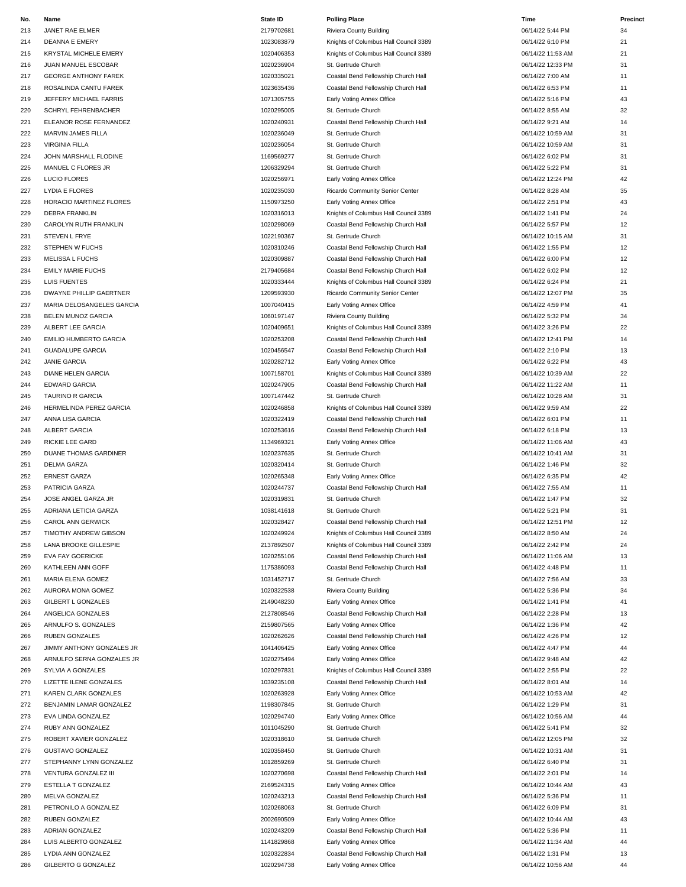| No. | Name | State ID | Polling Place | Time | Precinct |
|---|---|---|---|---|---|
| 213 | JANET RAE ELMER | 2179702681 | Riviera County Building | 06/14/22 5:44 PM | 34 |
| 214 | DEANNA E EMERY | 1023083879 | Knights of Columbus Hall Council 3389 | 06/14/22 6:10 PM | 21 |
| 215 | KRYSTAL MICHELE EMERY | 1020406353 | Knights of Columbus Hall Council 3389 | 06/14/22 11:53 AM | 21 |
| 216 | JUAN MANUEL ESCOBAR | 1020236904 | St. Gertrude Church | 06/14/22 12:33 PM | 31 |
| 217 | GEORGE ANTHONY FAREK | 1020335021 | Coastal Bend Fellowship Church Hall | 06/14/22 7:00 AM | 11 |
| 218 | ROSALINDA CANTU FAREK | 1023635436 | Coastal Bend Fellowship Church Hall | 06/14/22 6:53 PM | 11 |
| 219 | JEFFERY MICHAEL FARRIS | 1071305755 | Early Voting Annex Office | 06/14/22 5:16 PM | 43 |
| 220 | SCHRYL FEHRENBACHER | 1020295005 | St. Gertrude Church | 06/14/22 8:55 AM | 32 |
| 221 | ELEANOR ROSE FERNANDEZ | 1020240931 | Coastal Bend Fellowship Church Hall | 06/14/22 9:21 AM | 14 |
| 222 | MARVIN JAMES FILLA | 1020236049 | St. Gertrude Church | 06/14/22 10:59 AM | 31 |
| 223 | VIRGINIA FILLA | 1020236054 | St. Gertrude Church | 06/14/22 10:59 AM | 31 |
| 224 | JOHN MARSHALL FLODINE | 1169569277 | St. Gertrude Church | 06/14/22 6:02 PM | 31 |
| 225 | MANUEL C FLORES JR | 1206329294 | St. Gertrude Church | 06/14/22 5:22 PM | 31 |
| 226 | LUCIO FLORES | 1020256971 | Early Voting Annex Office | 06/14/22 12:24 PM | 42 |
| 227 | LYDIA E FLORES | 1020235030 | Ricardo Community Senior Center | 06/14/22 8:28 AM | 35 |
| 228 | HORACIO MARTINEZ FLORES | 1150973250 | Early Voting Annex Office | 06/14/22 2:51 PM | 43 |
| 229 | DEBRA FRANKLIN | 1020316013 | Knights of Columbus Hall Council 3389 | 06/14/22 1:41 PM | 24 |
| 230 | CAROLYN RUTH FRANKLIN | 1020298069 | Coastal Bend Fellowship Church Hall | 06/14/22 5:57 PM | 12 |
| 231 | STEVEN L FRYE | 1022190367 | St. Gertrude Church | 06/14/22 10:15 AM | 31 |
| 232 | STEPHEN W FUCHS | 1020310246 | Coastal Bend Fellowship Church Hall | 06/14/22 1:55 PM | 12 |
| 233 | MELISSA L FUCHS | 1020309887 | Coastal Bend Fellowship Church Hall | 06/14/22 6:00 PM | 12 |
| 234 | EMILY MARIE FUCHS | 2179405684 | Coastal Bend Fellowship Church Hall | 06/14/22 6:02 PM | 12 |
| 235 | LUIS FUENTES | 1020333444 | Knights of Columbus Hall Council 3389 | 06/14/22 6:24 PM | 21 |
| 236 | DWAYNE PHILLIP GAERTNER | 1209593930 | Ricardo Community Senior Center | 06/14/22 12:07 PM | 35 |
| 237 | MARIA DELOSANGELES GARCIA | 1007040415 | Early Voting Annex Office | 06/14/22 4:59 PM | 41 |
| 238 | BELEN MUNOZ GARCIA | 1060197147 | Riviera County Building | 06/14/22 5:32 PM | 34 |
| 239 | ALBERT LEE GARCIA | 1020409651 | Knights of Columbus Hall Council 3389 | 06/14/22 3:26 PM | 22 |
| 240 | EMILIO HUMBERTO GARCIA | 1020253208 | Coastal Bend Fellowship Church Hall | 06/14/22 12:41 PM | 14 |
| 241 | GUADALUPE GARCIA | 1020456547 | Coastal Bend Fellowship Church Hall | 06/14/22 2:10 PM | 13 |
| 242 | JANIE GARCIA | 1020282712 | Early Voting Annex Office | 06/14/22 6:22 PM | 43 |
| 243 | DIANE HELEN GARCIA | 1007158701 | Knights of Columbus Hall Council 3389 | 06/14/22 10:39 AM | 22 |
| 244 | EDWARD GARCIA | 1020247905 | Coastal Bend Fellowship Church Hall | 06/14/22 11:22 AM | 11 |
| 245 | TAURINO R GARCIA | 1007147442 | St. Gertrude Church | 06/14/22 10:28 AM | 31 |
| 246 | HERMELINDA PEREZ GARCIA | 1020246858 | Knights of Columbus Hall Council 3389 | 06/14/22 9:59 AM | 22 |
| 247 | ANNA LISA GARCIA | 1020322419 | Coastal Bend Fellowship Church Hall | 06/14/22 6:01 PM | 11 |
| 248 | ALBERT GARCIA | 1020253616 | Coastal Bend Fellowship Church Hall | 06/14/22 6:18 PM | 13 |
| 249 | RICKIE LEE GARD | 1134969321 | Early Voting Annex Office | 06/14/22 11:06 AM | 43 |
| 250 | DUANE THOMAS GARDINER | 1020237635 | St. Gertrude Church | 06/14/22 10:41 AM | 31 |
| 251 | DELMA GARZA | 1020320414 | St. Gertrude Church | 06/14/22 1:46 PM | 32 |
| 252 | ERNEST GARZA | 1020265348 | Early Voting Annex Office | 06/14/22 6:35 PM | 42 |
| 253 | PATRICIA GARZA | 1020244737 | Coastal Bend Fellowship Church Hall | 06/14/22 7:55 AM | 11 |
| 254 | JOSE ANGEL GARZA JR | 1020319831 | St. Gertrude Church | 06/14/22 1:47 PM | 32 |
| 255 | ADRIANA LETICIA GARZA | 1038141618 | St. Gertrude Church | 06/14/22 5:21 PM | 31 |
| 256 | CAROL ANN GERWICK | 1020328427 | Coastal Bend Fellowship Church Hall | 06/14/22 12:51 PM | 12 |
| 257 | TIMOTHY ANDREW GIBSON | 1020249924 | Knights of Columbus Hall Council 3389 | 06/14/22 8:50 AM | 24 |
| 258 | LANA BROOKE GILLESPIE | 2137892507 | Knights of Columbus Hall Council 3389 | 06/14/22 2:42 PM | 24 |
| 259 | EVA FAY GOERICKE | 1020255106 | Coastal Bend Fellowship Church Hall | 06/14/22 11:06 AM | 13 |
| 260 | KATHLEEN ANN GOFF | 1175386093 | Coastal Bend Fellowship Church Hall | 06/14/22 4:48 PM | 11 |
| 261 | MARIA ELENA GOMEZ | 1031452717 | St. Gertrude Church | 06/14/22 7:56 AM | 33 |
| 262 | AURORA MONA GOMEZ | 1020322538 | Riviera County Building | 06/14/22 5:36 PM | 34 |
| 263 | GILBERT L GONZALES | 2149048230 | Early Voting Annex Office | 06/14/22 1:41 PM | 41 |
| 264 | ANGELICA GONZALES | 2127808546 | Coastal Bend Fellowship Church Hall | 06/14/22 2:28 PM | 13 |
| 265 | ARNULFO S. GONZALES | 2159807565 | Early Voting Annex Office | 06/14/22 1:36 PM | 42 |
| 266 | RUBEN GONZALES | 1020262626 | Coastal Bend Fellowship Church Hall | 06/14/22 4:26 PM | 12 |
| 267 | JIMMY ANTHONY GONZALES JR | 1041406425 | Early Voting Annex Office | 06/14/22 4:47 PM | 44 |
| 268 | ARNULFO SERNA GONZALES JR | 1020275494 | Early Voting Annex Office | 06/14/22 9:48 AM | 42 |
| 269 | SYLVIA A GONZALES | 1020297831 | Knights of Columbus Hall Council 3389 | 06/14/22 2:55 PM | 22 |
| 270 | LIZETTE ILENE GONZALES | 1039235108 | Coastal Bend Fellowship Church Hall | 06/14/22 8:01 AM | 14 |
| 271 | KAREN CLARK GONZALES | 1020263928 | Early Voting Annex Office | 06/14/22 10:53 AM | 42 |
| 272 | BENJAMIN LAMAR GONZALEZ | 1198307845 | St. Gertrude Church | 06/14/22 1:29 PM | 31 |
| 273 | EVA LINDA GONZALEZ | 1020294740 | Early Voting Annex Office | 06/14/22 10:56 AM | 44 |
| 274 | RUBY ANN GONZALEZ | 1011045290 | St. Gertrude Church | 06/14/22 5:41 PM | 32 |
| 275 | ROBERT XAVIER GONZALEZ | 1020318610 | St. Gertrude Church | 06/14/22 12:05 PM | 32 |
| 276 | GUSTAVO GONZALEZ | 1020358450 | St. Gertrude Church | 06/14/22 10:31 AM | 31 |
| 277 | STEPHANNY LYNN GONZALEZ | 1012859269 | St. Gertrude Church | 06/14/22 6:40 PM | 31 |
| 278 | VENTURA GONZALEZ III | 1020270698 | Coastal Bend Fellowship Church Hall | 06/14/22 2:01 PM | 14 |
| 279 | ESTELLA T GONZALEZ | 2169524315 | Early Voting Annex Office | 06/14/22 10:44 AM | 43 |
| 280 | MELVA GONZALEZ | 1020243213 | Coastal Bend Fellowship Church Hall | 06/14/22 5:36 PM | 11 |
| 281 | PETRONILO A GONZALEZ | 1020268063 | St. Gertrude Church | 06/14/22 6:09 PM | 31 |
| 282 | RUBEN GONZALEZ | 2002690509 | Early Voting Annex Office | 06/14/22 10:44 AM | 43 |
| 283 | ADRIAN GONZALEZ | 1020243209 | Coastal Bend Fellowship Church Hall | 06/14/22 5:36 PM | 11 |
| 284 | LUIS ALBERTO GONZALEZ | 1141829868 | Early Voting Annex Office | 06/14/22 11:34 AM | 44 |
| 285 | LYDIA ANN GONZALEZ | 1020322834 | Coastal Bend Fellowship Church Hall | 06/14/22 1:31 PM | 13 |
| 286 | GILBERTO G GONZALEZ | 1020294738 | Early Voting Annex Office | 06/14/22 10:56 AM | 44 |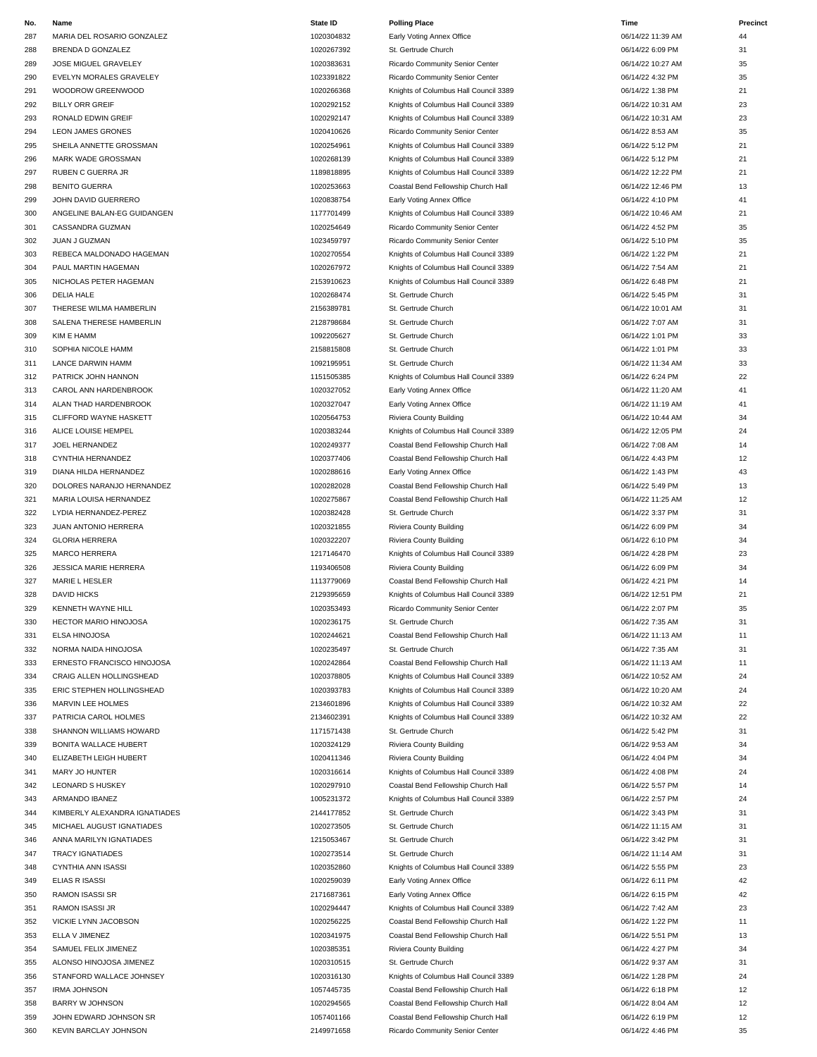| No. | Name | State ID | Polling Place | Time | Precinct |
|---|---|---|---|---|---|
| 287 | MARIA DEL ROSARIO GONZALEZ | 1020304832 | Early Voting Annex Office | 06/14/22 11:39 AM | 44 |
| 288 | BRENDA D GONZALEZ | 1020267392 | St. Gertrude Church | 06/14/22 6:09 PM | 31 |
| 289 | JOSE MIGUEL GRAVELEY | 1020383631 | Ricardo Community Senior Center | 06/14/22 10:27 AM | 35 |
| 290 | EVELYN MORALES GRAVELEY | 1023391822 | Ricardo Community Senior Center | 06/14/22 4:32 PM | 35 |
| 291 | WOODROW GREENWOOD | 1020266368 | Knights of Columbus Hall Council 3389 | 06/14/22 1:38 PM | 21 |
| 292 | BILLY ORR GREIF | 1020292152 | Knights of Columbus Hall Council 3389 | 06/14/22 10:31 AM | 23 |
| 293 | RONALD EDWIN GREIF | 1020292147 | Knights of Columbus Hall Council 3389 | 06/14/22 10:31 AM | 23 |
| 294 | LEON JAMES GRONES | 1020410626 | Ricardo Community Senior Center | 06/14/22 8:53 AM | 35 |
| 295 | SHEILA ANNETTE GROSSMAN | 1020254961 | Knights of Columbus Hall Council 3389 | 06/14/22 5:12 PM | 21 |
| 296 | MARK WADE GROSSMAN | 1020268139 | Knights of Columbus Hall Council 3389 | 06/14/22 5:12 PM | 21 |
| 297 | RUBEN C GUERRA JR | 1189818895 | Knights of Columbus Hall Council 3389 | 06/14/22 12:22 PM | 21 |
| 298 | BENITO GUERRA | 1020253663 | Coastal Bend Fellowship Church Hall | 06/14/22 12:46 PM | 13 |
| 299 | JOHN DAVID GUERRERO | 1020838754 | Early Voting Annex Office | 06/14/22 4:10 PM | 41 |
| 300 | ANGELINE BALAN-EG GUIDANGEN | 1177701499 | Knights of Columbus Hall Council 3389 | 06/14/22 10:46 AM | 21 |
| 301 | CASSANDRA GUZMAN | 1020254649 | Ricardo Community Senior Center | 06/14/22 4:52 PM | 35 |
| 302 | JUAN J GUZMAN | 1023459797 | Ricardo Community Senior Center | 06/14/22 5:10 PM | 35 |
| 303 | REBECA MALDONADO HAGEMAN | 1020270554 | Knights of Columbus Hall Council 3389 | 06/14/22 1:22 PM | 21 |
| 304 | PAUL MARTIN HAGEMAN | 1020267972 | Knights of Columbus Hall Council 3389 | 06/14/22 7:54 AM | 21 |
| 305 | NICHOLAS PETER HAGEMAN | 2153910623 | Knights of Columbus Hall Council 3389 | 06/14/22 6:48 PM | 21 |
| 306 | DELIA HALE | 1020268474 | St. Gertrude Church | 06/14/22 5:45 PM | 31 |
| 307 | THERESE WILMA HAMBERLIN | 2156389781 | St. Gertrude Church | 06/14/22 10:01 AM | 31 |
| 308 | SALENA THERESE HAMBERLIN | 2128798684 | St. Gertrude Church | 06/14/22 7:07 AM | 31 |
| 309 | KIM E HAMM | 1092205627 | St. Gertrude Church | 06/14/22 1:01 PM | 33 |
| 310 | SOPHIA NICOLE HAMM | 2158815808 | St. Gertrude Church | 06/14/22 1:01 PM | 33 |
| 311 | LANCE DARWIN HAMM | 1092195951 | St. Gertrude Church | 06/14/22 11:34 AM | 33 |
| 312 | PATRICK JOHN HANNON | 1151505385 | Knights of Columbus Hall Council 3389 | 06/14/22 6:24 PM | 22 |
| 313 | CAROL ANN HARDENBROOK | 1020327052 | Early Voting Annex Office | 06/14/22 11:20 AM | 41 |
| 314 | ALAN THAD HARDENBROOK | 1020327047 | Early Voting Annex Office | 06/14/22 11:19 AM | 41 |
| 315 | CLIFFORD WAYNE HASKETT | 1020564753 | Riviera County Building | 06/14/22 10:44 AM | 34 |
| 316 | ALICE LOUISE HEMPEL | 1020383244 | Knights of Columbus Hall Council 3389 | 06/14/22 12:05 PM | 24 |
| 317 | JOEL HERNANDEZ | 1020249377 | Coastal Bend Fellowship Church Hall | 06/14/22 7:08 AM | 14 |
| 318 | CYNTHIA HERNANDEZ | 1020377406 | Coastal Bend Fellowship Church Hall | 06/14/22 4:43 PM | 12 |
| 319 | DIANA HILDA HERNANDEZ | 1020288616 | Early Voting Annex Office | 06/14/22 1:43 PM | 43 |
| 320 | DOLORES NARANJO HERNANDEZ | 1020282028 | Coastal Bend Fellowship Church Hall | 06/14/22 5:49 PM | 13 |
| 321 | MARIA LOUISA HERNANDEZ | 1020275867 | Coastal Bend Fellowship Church Hall | 06/14/22 11:25 AM | 12 |
| 322 | LYDIA HERNANDEZ-PEREZ | 1020382428 | St. Gertrude Church | 06/14/22 3:37 PM | 31 |
| 323 | JUAN ANTONIO HERRERA | 1020321855 | Riviera County Building | 06/14/22 6:09 PM | 34 |
| 324 | GLORIA HERRERA | 1020322207 | Riviera County Building | 06/14/22 6:10 PM | 34 |
| 325 | MARCO HERRERA | 1217146470 | Knights of Columbus Hall Council 3389 | 06/14/22 4:28 PM | 23 |
| 326 | JESSICA MARIE HERRERA | 1193406508 | Riviera County Building | 06/14/22 6:09 PM | 34 |
| 327 | MARIE L HESLER | 1113779069 | Coastal Bend Fellowship Church Hall | 06/14/22 4:21 PM | 14 |
| 328 | DAVID HICKS | 2129395659 | Knights of Columbus Hall Council 3389 | 06/14/22 12:51 PM | 21 |
| 329 | KENNETH WAYNE HILL | 1020353493 | Ricardo Community Senior Center | 06/14/22 2:07 PM | 35 |
| 330 | HECTOR MARIO HINOJOSA | 1020236175 | St. Gertrude Church | 06/14/22 7:35 AM | 31 |
| 331 | ELSA HINOJOSA | 1020244621 | Coastal Bend Fellowship Church Hall | 06/14/22 11:13 AM | 11 |
| 332 | NORMA NAIDA HINOJOSA | 1020235497 | St. Gertrude Church | 06/14/22 7:35 AM | 31 |
| 333 | ERNESTO FRANCISCO HINOJOSA | 1020242864 | Coastal Bend Fellowship Church Hall | 06/14/22 11:13 AM | 11 |
| 334 | CRAIG ALLEN HOLLINGSHEAD | 1020378805 | Knights of Columbus Hall Council 3389 | 06/14/22 10:52 AM | 24 |
| 335 | ERIC STEPHEN HOLLINGSHEAD | 1020393783 | Knights of Columbus Hall Council 3389 | 06/14/22 10:20 AM | 24 |
| 336 | MARVIN LEE HOLMES | 2134601896 | Knights of Columbus Hall Council 3389 | 06/14/22 10:32 AM | 22 |
| 337 | PATRICIA CAROL HOLMES | 2134602391 | Knights of Columbus Hall Council 3389 | 06/14/22 10:32 AM | 22 |
| 338 | SHANNON WILLIAMS HOWARD | 1171571438 | St. Gertrude Church | 06/14/22 5:42 PM | 31 |
| 339 | BONITA WALLACE HUBERT | 1020324129 | Riviera County Building | 06/14/22 9:53 AM | 34 |
| 340 | ELIZABETH LEIGH HUBERT | 1020411346 | Riviera County Building | 06/14/22 4:04 PM | 34 |
| 341 | MARY JO HUNTER | 1020316614 | Knights of Columbus Hall Council 3389 | 06/14/22 4:08 PM | 24 |
| 342 | LEONARD S HUSKEY | 1020297910 | Coastal Bend Fellowship Church Hall | 06/14/22 5:57 PM | 14 |
| 343 | ARMANDO IBANEZ | 1005231372 | Knights of Columbus Hall Council 3389 | 06/14/22 2:57 PM | 24 |
| 344 | KIMBERLY ALEXANDRA IGNATIADES | 2144177852 | St. Gertrude Church | 06/14/22 3:43 PM | 31 |
| 345 | MICHAEL AUGUST IGNATIADES | 1020273505 | St. Gertrude Church | 06/14/22 11:15 AM | 31 |
| 346 | ANNA MARILYN IGNATIADES | 1215053467 | St. Gertrude Church | 06/14/22 3:42 PM | 31 |
| 347 | TRACY IGNATIADES | 1020273514 | St. Gertrude Church | 06/14/22 11:14 AM | 31 |
| 348 | CYNTHIA ANN ISASSI | 1020352860 | Knights of Columbus Hall Council 3389 | 06/14/22 5:55 PM | 23 |
| 349 | ELIAS R ISASSI | 1020259039 | Early Voting Annex Office | 06/14/22 6:11 PM | 42 |
| 350 | RAMON ISASSI SR | 2171687361 | Early Voting Annex Office | 06/14/22 6:15 PM | 42 |
| 351 | RAMON ISASSI JR | 1020294447 | Knights of Columbus Hall Council 3389 | 06/14/22 7:42 AM | 23 |
| 352 | VICKIE LYNN JACOBSON | 1020256225 | Coastal Bend Fellowship Church Hall | 06/14/22 1:22 PM | 11 |
| 353 | ELLA V JIMENEZ | 1020341975 | Coastal Bend Fellowship Church Hall | 06/14/22 5:51 PM | 13 |
| 354 | SAMUEL FELIX JIMENEZ | 1020385351 | Riviera County Building | 06/14/22 4:27 PM | 34 |
| 355 | ALONSO HINOJOSA JIMENEZ | 1020310515 | St. Gertrude Church | 06/14/22 9:37 AM | 31 |
| 356 | STANFORD WALLACE JOHNSEY | 1020316130 | Knights of Columbus Hall Council 3389 | 06/14/22 1:28 PM | 24 |
| 357 | IRMA JOHNSON | 1057445735 | Coastal Bend Fellowship Church Hall | 06/14/22 6:18 PM | 12 |
| 358 | BARRY W JOHNSON | 1020294565 | Coastal Bend Fellowship Church Hall | 06/14/22 8:04 AM | 12 |
| 359 | JOHN EDWARD JOHNSON SR | 1057401166 | Coastal Bend Fellowship Church Hall | 06/14/22 6:19 PM | 12 |
| 360 | KEVIN BARCLAY JOHNSON | 2149971658 | Ricardo Community Senior Center | 06/14/22 4:46 PM | 35 |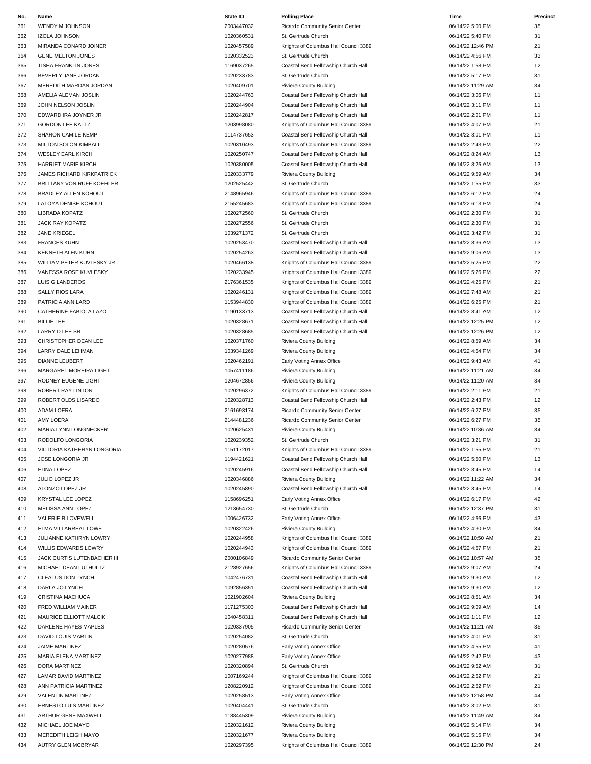| No. | Name | State ID | Polling Place | Time | Precinct |
|---|---|---|---|---|---|
| 361 | WENDY M JOHNSON | 2003447032 | Ricardo Community Senior Center | 06/14/22 5:00 PM | 35 |
| 362 | IZOLA JOHNSON | 1020360531 | St. Gertrude Church | 06/14/22 5:40 PM | 31 |
| 363 | MIRANDA CONARD JOINER | 1020457589 | Knights of Columbus Hall Council 3389 | 06/14/22 12:46 PM | 21 |
| 364 | GENE MELTON JONES | 1020332523 | St. Gertrude Church | 06/14/22 4:56 PM | 33 |
| 365 | TISHA FRANKLIN JONES | 1169037265 | Coastal Bend Fellowship Church Hall | 06/14/22 1:58 PM | 12 |
| 366 | BEVERLY JANE JORDAN | 1020233783 | St. Gertrude Church | 06/14/22 5:17 PM | 31 |
| 367 | MEREDITH MARDAN JORDAN | 1020409701 | Riviera County Building | 06/14/22 11:29 AM | 34 |
| 368 | AMELIA ALEMAN JOSLIN | 1020244763 | Coastal Bend Fellowship Church Hall | 06/14/22 3:06 PM | 11 |
| 369 | JOHN NELSON JOSLIN | 1020244904 | Coastal Bend Fellowship Church Hall | 06/14/22 3:11 PM | 11 |
| 370 | EDWARD IRA JOYNER JR | 1020242817 | Coastal Bend Fellowship Church Hall | 06/14/22 2:01 PM | 11 |
| 371 | GORDON LEE KALTZ | 1203998080 | Knights of Columbus Hall Council 3389 | 06/14/22 4:07 PM | 21 |
| 372 | SHARON CAMILE KEMP | 1114737653 | Coastal Bend Fellowship Church Hall | 06/14/22 3:01 PM | 11 |
| 373 | MILTON SOLON KIMBALL | 1020310493 | Knights of Columbus Hall Council 3389 | 06/14/22 2:43 PM | 22 |
| 374 | WESLEY EARL KIRCH | 1020250747 | Coastal Bend Fellowship Church Hall | 06/14/22 8:24 AM | 13 |
| 375 | HARRIET MARIE KIRCH | 1020380005 | Coastal Bend Fellowship Church Hall | 06/14/22 8:25 AM | 13 |
| 376 | JAMES RICHARD KIRKPATRICK | 1020333779 | Riviera County Building | 06/14/22 9:59 AM | 34 |
| 377 | BRITTANY VON RUFF KOEHLER | 1202525442 | St. Gertrude Church | 06/14/22 1:55 PM | 33 |
| 378 | BRADLEY ALLEN KOHOUT | 2148965946 | Knights of Columbus Hall Council 3389 | 06/14/22 6:12 PM | 24 |
| 379 | LATOYA DENISE KOHOUT | 2155245683 | Knights of Columbus Hall Council 3389 | 06/14/22 6:13 PM | 24 |
| 380 | LIBRADA KOPATZ | 1020272560 | St. Gertrude Church | 06/14/22 2:30 PM | 31 |
| 381 | JACK RAY KOPATZ | 1020272556 | St. Gertrude Church | 06/14/22 2:30 PM | 31 |
| 382 | JANE KRIEGEL | 1039271372 | St. Gertrude Church | 06/14/22 3:42 PM | 31 |
| 383 | FRANCES KUHN | 1020253470 | Coastal Bend Fellowship Church Hall | 06/14/22 8:36 AM | 13 |
| 384 | KENNETH ALEN KUHN | 1020254263 | Coastal Bend Fellowship Church Hall | 06/14/22 9:06 AM | 13 |
| 385 | WILLIAM PETER KUVLESKY JR | 1020466138 | Knights of Columbus Hall Council 3389 | 06/14/22 5:25 PM | 22 |
| 386 | VANESSA ROSE KUVLESKY | 1020233945 | Knights of Columbus Hall Council 3389 | 06/14/22 5:26 PM | 22 |
| 387 | LUIS G LANDEROS | 2176361535 | Knights of Columbus Hall Council 3389 | 06/14/22 4:25 PM | 21 |
| 388 | SALLY RIOS LARA | 1020246131 | Knights of Columbus Hall Council 3389 | 06/14/22 7:48 AM | 21 |
| 389 | PATRICIA ANN LARD | 1153944830 | Knights of Columbus Hall Council 3389 | 06/14/22 6:25 PM | 21 |
| 390 | CATHERINE FABIOLA LAZO | 1190133713 | Coastal Bend Fellowship Church Hall | 06/14/22 8:41 AM | 12 |
| 391 | BILLIE LEE | 1020328671 | Coastal Bend Fellowship Church Hall | 06/14/22 12:25 PM | 12 |
| 392 | LARRY D LEE SR | 1020328685 | Coastal Bend Fellowship Church Hall | 06/14/22 12:26 PM | 12 |
| 393 | CHRISTOPHER DEAN LEE | 1020371760 | Riviera County Building | 06/14/22 8:59 AM | 34 |
| 394 | LARRY DALE LEHMAN | 1039341269 | Riviera County Building | 06/14/22 4:54 PM | 34 |
| 395 | DIANNE LEUBERT | 1020462191 | Early Voting Annex Office | 06/14/22 9:43 AM | 41 |
| 396 | MARGARET MOREIRA LIGHT | 1057411186 | Riviera County Building | 06/14/22 11:21 AM | 34 |
| 397 | RODNEY EUGENE LIGHT | 1204672856 | Riviera County Building | 06/14/22 11:20 AM | 34 |
| 398 | ROBERT RAY LINTON | 1020296372 | Knights of Columbus Hall Council 3389 | 06/14/22 2:11 PM | 21 |
| 399 | ROBERT OLDS LISARDO | 1020328713 | Coastal Bend Fellowship Church Hall | 06/14/22 2:43 PM | 12 |
| 400 | ADAM LOERA | 2161693174 | Ricardo Community Senior Center | 06/14/22 6:27 PM | 35 |
| 401 | AMY LOERA | 2144481236 | Ricardo Community Senior Center | 06/14/22 6:27 PM | 35 |
| 402 | MARIA LYNN LONGNECKER | 1020625431 | Riviera County Building | 06/14/22 10:36 AM | 34 |
| 403 | RODOLFO LONGORIA | 1020239352 | St. Gertrude Church | 06/14/22 3:21 PM | 31 |
| 404 | VICTORIA KATHERYN LONGORIA | 1151172017 | Knights of Columbus Hall Council 3389 | 06/14/22 1:55 PM | 21 |
| 405 | JOSE LONGORIA JR | 1194421621 | Coastal Bend Fellowship Church Hall | 06/14/22 5:50 PM | 13 |
| 406 | EDNA LOPEZ | 1020245916 | Coastal Bend Fellowship Church Hall | 06/14/22 3:45 PM | 14 |
| 407 | JULIO LOPEZ JR | 1020346886 | Riviera County Building | 06/14/22 11:22 AM | 34 |
| 408 | ALONZO LOPEZ JR | 1020245890 | Coastal Bend Fellowship Church Hall | 06/14/22 3:45 PM | 14 |
| 409 | KRYSTAL LEE LOPEZ | 1158696251 | Early Voting Annex Office | 06/14/22 6:17 PM | 42 |
| 410 | MELISSA ANN LOPEZ | 1213654730 | St. Gertrude Church | 06/14/22 12:37 PM | 31 |
| 411 | VALERIE R LOVEWELL | 1006426732 | Early Voting Annex Office | 06/14/22 4:56 PM | 43 |
| 412 | ELMA VILLARREAL LOWE | 1020322426 | Riviera County Building | 06/14/22 4:30 PM | 34 |
| 413 | JULIANNE KATHRYN LOWRY | 1020244958 | Knights of Columbus Hall Council 3389 | 06/14/22 10:50 AM | 21 |
| 414 | WILLIS EDWARDS LOWRY | 1020244943 | Knights of Columbus Hall Council 3389 | 06/14/22 4:57 PM | 21 |
| 415 | JACK CURTIS LUTENBACHER III | 2000106849 | Ricardo Community Senior Center | 06/14/22 10:57 AM | 35 |
| 416 | MICHAEL DEAN LUTHULTZ | 2128927656 | Knights of Columbus Hall Council 3389 | 06/14/22 9:07 AM | 24 |
| 417 | CLEATUS DON LYNCH | 1042476731 | Coastal Bend Fellowship Church Hall | 06/14/22 9:30 AM | 12 |
| 418 | DARLA JO LYNCH | 1092856351 | Coastal Bend Fellowship Church Hall | 06/14/22 9:30 AM | 12 |
| 419 | CRISTINA MACHUCA | 1021902604 | Riviera County Building | 06/14/22 8:51 AM | 34 |
| 420 | FRED WILLIAM MAINER | 1171275303 | Coastal Bend Fellowship Church Hall | 06/14/22 9:09 AM | 14 |
| 421 | MAURICE ELLIOTT MALCIK | 1040458311 | Coastal Bend Fellowship Church Hall | 06/14/22 1:11 PM | 12 |
| 422 | DARLENE HAYES MAPLES | 1020337905 | Ricardo Community Senior Center | 06/14/22 11:21 AM | 35 |
| 423 | DAVID LOUIS MARTIN | 1020254082 | St. Gertrude Church | 06/14/22 4:01 PM | 31 |
| 424 | JAIME MARTINEZ | 1020280576 | Early Voting Annex Office | 06/14/22 4:55 PM | 41 |
| 425 | MARIA ELENA MARTINEZ | 1020277988 | Early Voting Annex Office | 06/14/22 2:42 PM | 43 |
| 426 | DORA MARTINEZ | 1020320894 | St. Gertrude Church | 06/14/22 9:52 AM | 31 |
| 427 | LAMAR DAVID MARTINEZ | 1007169244 | Knights of Columbus Hall Council 3389 | 06/14/22 2:52 PM | 21 |
| 428 | ANN PATRICIA MARTINEZ | 1208220912 | Knights of Columbus Hall Council 3389 | 06/14/22 2:52 PM | 21 |
| 429 | VALENTIN MARTINEZ | 1020258513 | Early Voting Annex Office | 06/14/22 12:58 PM | 44 |
| 430 | ERNESTO LUIS MARTINEZ | 1020404441 | St. Gertrude Church | 06/14/22 3:02 PM | 31 |
| 431 | ARTHUR GENE MAXWELL | 1188445309 | Riviera County Building | 06/14/22 11:49 AM | 34 |
| 432 | MICHAEL JOE MAYO | 1020321612 | Riviera County Building | 06/14/22 5:14 PM | 34 |
| 433 | MEREDITH LEIGH MAYO | 1020321677 | Riviera County Building | 06/14/22 5:15 PM | 34 |
| 434 | AUTRY GLEN MCBRYAR | 1020297395 | Knights of Columbus Hall Council 3389 | 06/14/22 12:30 PM | 24 |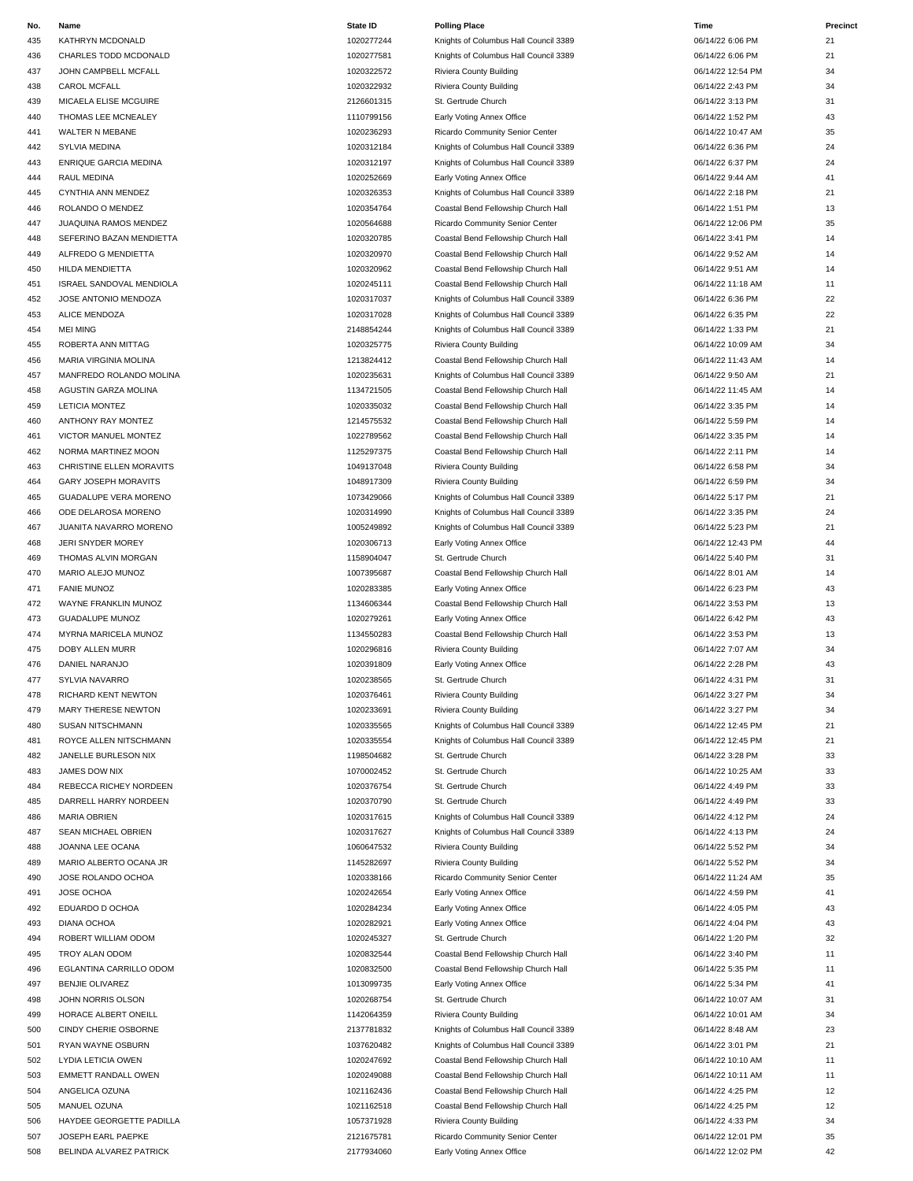| No. | Name | State ID | Polling Place | Time | Precinct |
|---|---|---|---|---|---|
| 435 | KATHRYN MCDONALD | 1020277244 | Knights of Columbus Hall Council 3389 | 06/14/22 6:06 PM | 21 |
| 436 | CHARLES TODD MCDONALD | 1020277581 | Knights of Columbus Hall Council 3389 | 06/14/22 6:06 PM | 21 |
| 437 | JOHN CAMPBELL MCFALL | 1020322572 | Riviera County Building | 06/14/22 12:54 PM | 34 |
| 438 | CAROL MCFALL | 1020322932 | Riviera County Building | 06/14/22 2:43 PM | 34 |
| 439 | MICAELA ELISE MCGUIRE | 2126601315 | St. Gertrude Church | 06/14/22 3:13 PM | 31 |
| 440 | THOMAS LEE MCNEALEY | 1110799156 | Early Voting Annex Office | 06/14/22 1:52 PM | 43 |
| 441 | WALTER N MEBANE | 1020236293 | Ricardo Community Senior Center | 06/14/22 10:47 AM | 35 |
| 442 | SYLVIA MEDINA | 1020312184 | Knights of Columbus Hall Council 3389 | 06/14/22 6:36 PM | 24 |
| 443 | ENRIQUE GARCIA MEDINA | 1020312197 | Knights of Columbus Hall Council 3389 | 06/14/22 6:37 PM | 24 |
| 444 | RAUL MEDINA | 1020252669 | Early Voting Annex Office | 06/14/22 9:44 AM | 41 |
| 445 | CYNTHIA ANN MENDEZ | 1020326353 | Knights of Columbus Hall Council 3389 | 06/14/22 2:18 PM | 21 |
| 446 | ROLANDO O MENDEZ | 1020354764 | Coastal Bend Fellowship Church Hall | 06/14/22 1:51 PM | 13 |
| 447 | JUAQUINA RAMOS MENDEZ | 1020564688 | Ricardo Community Senior Center | 06/14/22 12:06 PM | 35 |
| 448 | SEFERINO BAZAN MENDIETTA | 1020320785 | Coastal Bend Fellowship Church Hall | 06/14/22 3:41 PM | 14 |
| 449 | ALFREDO G MENDIETTA | 1020320970 | Coastal Bend Fellowship Church Hall | 06/14/22 9:52 AM | 14 |
| 450 | HILDA MENDIETTA | 1020320962 | Coastal Bend Fellowship Church Hall | 06/14/22 9:51 AM | 14 |
| 451 | ISRAEL SANDOVAL MENDIOLA | 1020245111 | Coastal Bend Fellowship Church Hall | 06/14/22 11:18 AM | 11 |
| 452 | JOSE ANTONIO MENDOZA | 1020317037 | Knights of Columbus Hall Council 3389 | 06/14/22 6:36 PM | 22 |
| 453 | ALICE MENDOZA | 1020317028 | Knights of Columbus Hall Council 3389 | 06/14/22 6:35 PM | 22 |
| 454 | MEI MING | 2148854244 | Knights of Columbus Hall Council 3389 | 06/14/22 1:33 PM | 21 |
| 455 | ROBERTA ANN MITTAG | 1020325775 | Riviera County Building | 06/14/22 10:09 AM | 34 |
| 456 | MARIA VIRGINIA MOLINA | 1213824412 | Coastal Bend Fellowship Church Hall | 06/14/22 11:43 AM | 14 |
| 457 | MANFREDO ROLANDO MOLINA | 1020235631 | Knights of Columbus Hall Council 3389 | 06/14/22 9:50 AM | 21 |
| 458 | AGUSTIN GARZA MOLINA | 1134721505 | Coastal Bend Fellowship Church Hall | 06/14/22 11:45 AM | 14 |
| 459 | LETICIA MONTEZ | 1020335032 | Coastal Bend Fellowship Church Hall | 06/14/22 3:35 PM | 14 |
| 460 | ANTHONY RAY MONTEZ | 1214575532 | Coastal Bend Fellowship Church Hall | 06/14/22 5:59 PM | 14 |
| 461 | VICTOR MANUEL MONTEZ | 1022789562 | Coastal Bend Fellowship Church Hall | 06/14/22 3:35 PM | 14 |
| 462 | NORMA MARTINEZ MOON | 1125297375 | Coastal Bend Fellowship Church Hall | 06/14/22 2:11 PM | 14 |
| 463 | CHRISTINE ELLEN MORAVITS | 1049137048 | Riviera County Building | 06/14/22 6:58 PM | 34 |
| 464 | GARY JOSEPH MORAVITS | 1048917309 | Riviera County Building | 06/14/22 6:59 PM | 34 |
| 465 | GUADALUPE VERA MORENO | 1073429066 | Knights of Columbus Hall Council 3389 | 06/14/22 5:17 PM | 21 |
| 466 | ODE DELAROSA MORENO | 1020314990 | Knights of Columbus Hall Council 3389 | 06/14/22 3:35 PM | 24 |
| 467 | JUANITA NAVARRO MORENO | 1005249892 | Knights of Columbus Hall Council 3389 | 06/14/22 5:23 PM | 21 |
| 468 | JERI SNYDER MOREY | 1020306713 | Early Voting Annex Office | 06/14/22 12:43 PM | 44 |
| 469 | THOMAS ALVIN MORGAN | 1158904047 | St. Gertrude Church | 06/14/22 5:40 PM | 31 |
| 470 | MARIO ALEJO MUNOZ | 1007395687 | Coastal Bend Fellowship Church Hall | 06/14/22 8:01 AM | 14 |
| 471 | FANIE MUNOZ | 1020283385 | Early Voting Annex Office | 06/14/22 6:23 PM | 43 |
| 472 | WAYNE FRANKLIN MUNOZ | 1134606344 | Coastal Bend Fellowship Church Hall | 06/14/22 3:53 PM | 13 |
| 473 | GUADALUPE MUNOZ | 1020279261 | Early Voting Annex Office | 06/14/22 6:42 PM | 43 |
| 474 | MYRNA MARICELA MUNOZ | 1134550283 | Coastal Bend Fellowship Church Hall | 06/14/22 3:53 PM | 13 |
| 475 | DOBY ALLEN MURR | 1020296816 | Riviera County Building | 06/14/22 7:07 AM | 34 |
| 476 | DANIEL NARANJO | 1020391809 | Early Voting Annex Office | 06/14/22 2:28 PM | 43 |
| 477 | SYLVIA NAVARRO | 1020238565 | St. Gertrude Church | 06/14/22 4:31 PM | 31 |
| 478 | RICHARD KENT NEWTON | 1020376461 | Riviera County Building | 06/14/22 3:27 PM | 34 |
| 479 | MARY THERESE NEWTON | 1020233691 | Riviera County Building | 06/14/22 3:27 PM | 34 |
| 480 | SUSAN NITSCHMANN | 1020335565 | Knights of Columbus Hall Council 3389 | 06/14/22 12:45 PM | 21 |
| 481 | ROYCE ALLEN NITSCHMANN | 1020335554 | Knights of Columbus Hall Council 3389 | 06/14/22 12:45 PM | 21 |
| 482 | JANELLE BURLESON NIX | 1198504682 | St. Gertrude Church | 06/14/22 3:28 PM | 33 |
| 483 | JAMES DOW NIX | 1070002452 | St. Gertrude Church | 06/14/22 10:25 AM | 33 |
| 484 | REBECCA RICHEY NORDEEN | 1020376754 | St. Gertrude Church | 06/14/22 4:49 PM | 33 |
| 485 | DARRELL HARRY NORDEEN | 1020370790 | St. Gertrude Church | 06/14/22 4:49 PM | 33 |
| 486 | MARIA OBRIEN | 1020317615 | Knights of Columbus Hall Council 3389 | 06/14/22 4:12 PM | 24 |
| 487 | SEAN MICHAEL OBRIEN | 1020317627 | Knights of Columbus Hall Council 3389 | 06/14/22 4:13 PM | 24 |
| 488 | JOANNA LEE OCANA | 1060647532 | Riviera County Building | 06/14/22 5:52 PM | 34 |
| 489 | MARIO ALBERTO OCANA JR | 1145282697 | Riviera County Building | 06/14/22 5:52 PM | 34 |
| 490 | JOSE ROLANDO OCHOA | 1020338166 | Ricardo Community Senior Center | 06/14/22 11:24 AM | 35 |
| 491 | JOSE OCHOA | 1020242654 | Early Voting Annex Office | 06/14/22 4:59 PM | 41 |
| 492 | EDUARDO D OCHOA | 1020284234 | Early Voting Annex Office | 06/14/22 4:05 PM | 43 |
| 493 | DIANA OCHOA | 1020282921 | Early Voting Annex Office | 06/14/22 4:04 PM | 43 |
| 494 | ROBERT WILLIAM ODOM | 1020245327 | St. Gertrude Church | 06/14/22 1:20 PM | 32 |
| 495 | TROY ALAN ODOM | 1020832544 | Coastal Bend Fellowship Church Hall | 06/14/22 3:40 PM | 11 |
| 496 | EGLANTINA CARRILLO ODOM | 1020832500 | Coastal Bend Fellowship Church Hall | 06/14/22 5:35 PM | 11 |
| 497 | BENJIE OLIVAREZ | 1013099735 | Early Voting Annex Office | 06/14/22 5:34 PM | 41 |
| 498 | JOHN NORRIS OLSON | 1020268754 | St. Gertrude Church | 06/14/22 10:07 AM | 31 |
| 499 | HORACE ALBERT ONEILL | 1142064359 | Riviera County Building | 06/14/22 10:01 AM | 34 |
| 500 | CINDY CHERIE OSBORNE | 2137781832 | Knights of Columbus Hall Council 3389 | 06/14/22 8:48 AM | 23 |
| 501 | RYAN WAYNE OSBURN | 1037620482 | Knights of Columbus Hall Council 3389 | 06/14/22 3:01 PM | 21 |
| 502 | LYDIA LETICIA OWEN | 1020247692 | Coastal Bend Fellowship Church Hall | 06/14/22 10:10 AM | 11 |
| 503 | EMMETT RANDALL OWEN | 1020249088 | Coastal Bend Fellowship Church Hall | 06/14/22 10:11 AM | 11 |
| 504 | ANGELICA OZUNA | 1021162436 | Coastal Bend Fellowship Church Hall | 06/14/22 4:25 PM | 12 |
| 505 | MANUEL OZUNA | 1021162518 | Coastal Bend Fellowship Church Hall | 06/14/22 4:25 PM | 12 |
| 506 | HAYDEE GEORGETTE PADILLA | 1057371928 | Riviera County Building | 06/14/22 4:33 PM | 34 |
| 507 | JOSEPH EARL PAEPKE | 2121675781 | Ricardo Community Senior Center | 06/14/22 12:01 PM | 35 |
| 508 | BELINDA ALVAREZ PATRICK | 2177934060 | Early Voting Annex Office | 06/14/22 12:02 PM | 42 |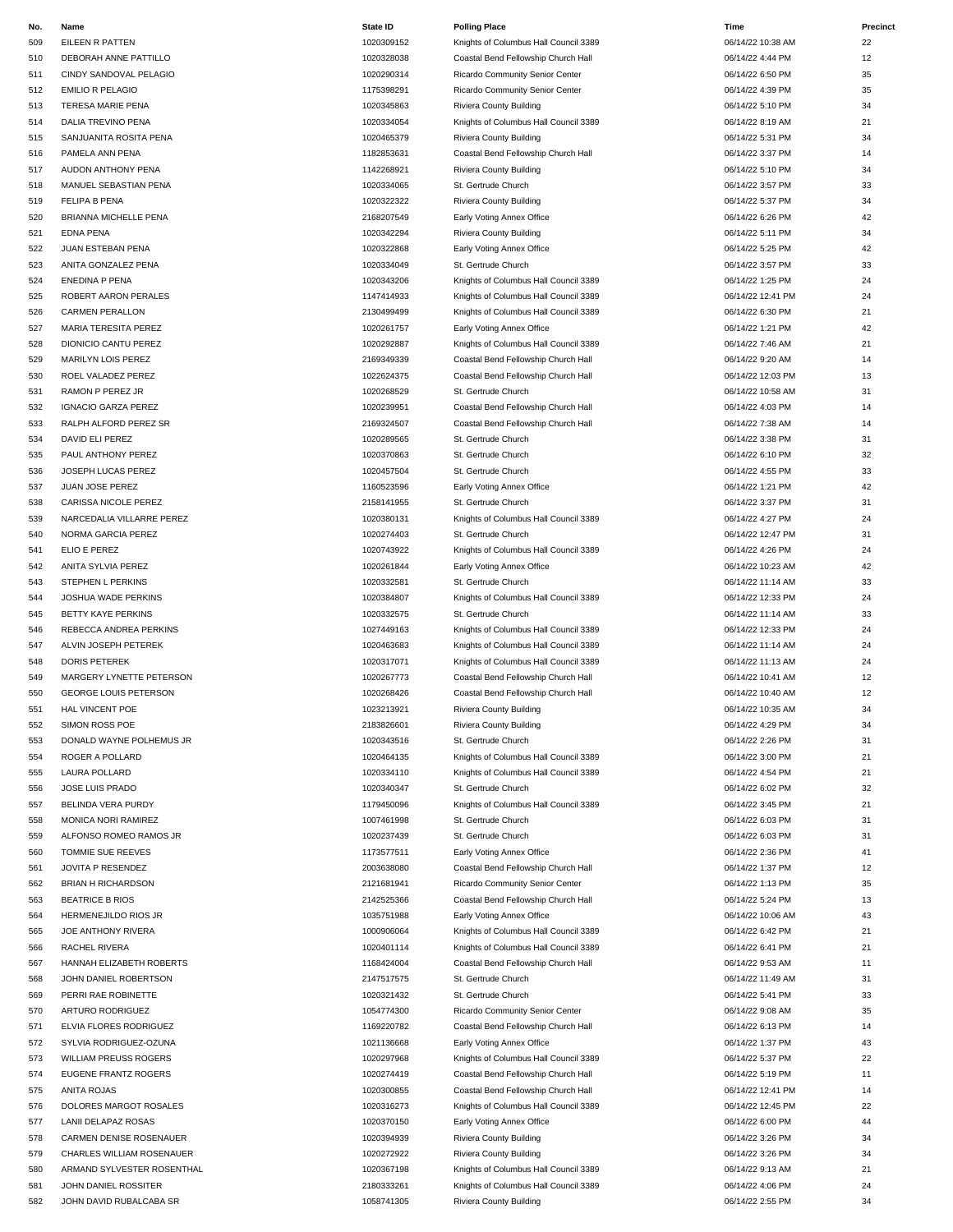| No. | Name | State ID | Polling Place | Time | Precinct |
|---|---|---|---|---|---|
| 509 | EILEEN R PATTEN | 1020309152 | Knights of Columbus Hall Council 3389 | 06/14/22 10:38 AM | 22 |
| 510 | DEBORAH ANNE PATTILLO | 1020328038 | Coastal Bend Fellowship Church Hall | 06/14/22 4:44 PM | 12 |
| 511 | CINDY SANDOVAL PELAGIO | 1020290314 | Ricardo Community Senior Center | 06/14/22 6:50 PM | 35 |
| 512 | EMILIO R PELAGIO | 1175398291 | Ricardo Community Senior Center | 06/14/22 4:39 PM | 35 |
| 513 | TERESA MARIE PENA | 1020345863 | Riviera County Building | 06/14/22 5:10 PM | 34 |
| 514 | DALIA TREVINO PENA | 1020334054 | Knights of Columbus Hall Council 3389 | 06/14/22 8:19 AM | 21 |
| 515 | SANJUANITA ROSITA PENA | 1020465379 | Riviera County Building | 06/14/22 5:31 PM | 34 |
| 516 | PAMELA ANN PENA | 1182853631 | Coastal Bend Fellowship Church Hall | 06/14/22 3:37 PM | 14 |
| 517 | AUDON ANTHONY PENA | 1142268921 | Riviera County Building | 06/14/22 5:10 PM | 34 |
| 518 | MANUEL SEBASTIAN PENA | 1020334065 | St. Gertrude Church | 06/14/22 3:57 PM | 33 |
| 519 | FELIPA B PENA | 1020322322 | Riviera County Building | 06/14/22 5:37 PM | 34 |
| 520 | BRIANNA MICHELLE PENA | 2168207549 | Early Voting Annex Office | 06/14/22 6:26 PM | 42 |
| 521 | EDNA PENA | 1020342294 | Riviera County Building | 06/14/22 5:11 PM | 34 |
| 522 | JUAN ESTEBAN PENA | 1020322868 | Early Voting Annex Office | 06/14/22 5:25 PM | 42 |
| 523 | ANITA GONZALEZ PENA | 1020334049 | St. Gertrude Church | 06/14/22 3:57 PM | 33 |
| 524 | ENEDINA P PENA | 1020343206 | Knights of Columbus Hall Council 3389 | 06/14/22 1:25 PM | 24 |
| 525 | ROBERT AARON PERALES | 1147414933 | Knights of Columbus Hall Council 3389 | 06/14/22 12:41 PM | 24 |
| 526 | CARMEN PERALLON | 2130499499 | Knights of Columbus Hall Council 3389 | 06/14/22 6:30 PM | 21 |
| 527 | MARIA TERESITA PEREZ | 1020261757 | Early Voting Annex Office | 06/14/22 1:21 PM | 42 |
| 528 | DIONICIO CANTU PEREZ | 1020292887 | Knights of Columbus Hall Council 3389 | 06/14/22 7:46 AM | 21 |
| 529 | MARILYN LOIS PEREZ | 2169349339 | Coastal Bend Fellowship Church Hall | 06/14/22 9:20 AM | 14 |
| 530 | ROEL VALADEZ PEREZ | 1022624375 | Coastal Bend Fellowship Church Hall | 06/14/22 12:03 PM | 13 |
| 531 | RAMON P PEREZ JR | 1020268529 | St. Gertrude Church | 06/14/22 10:58 AM | 31 |
| 532 | IGNACIO GARZA PEREZ | 1020239951 | Coastal Bend Fellowship Church Hall | 06/14/22 4:03 PM | 14 |
| 533 | RALPH ALFORD PEREZ SR | 2169324507 | Coastal Bend Fellowship Church Hall | 06/14/22 7:38 AM | 14 |
| 534 | DAVID ELI PEREZ | 1020289565 | St. Gertrude Church | 06/14/22 3:38 PM | 31 |
| 535 | PAUL ANTHONY PEREZ | 1020370863 | St. Gertrude Church | 06/14/22 6:10 PM | 32 |
| 536 | JOSEPH LUCAS PEREZ | 1020457504 | St. Gertrude Church | 06/14/22 4:55 PM | 33 |
| 537 | JUAN JOSE PEREZ | 1160523596 | Early Voting Annex Office | 06/14/22 1:21 PM | 42 |
| 538 | CARISSA NICOLE PEREZ | 2158141955 | St. Gertrude Church | 06/14/22 3:37 PM | 31 |
| 539 | NARCEDALIA VILLARRE PEREZ | 1020380131 | Knights of Columbus Hall Council 3389 | 06/14/22 4:27 PM | 24 |
| 540 | NORMA GARCIA PEREZ | 1020274403 | St. Gertrude Church | 06/14/22 12:47 PM | 31 |
| 541 | ELIO E PEREZ | 1020743922 | Knights of Columbus Hall Council 3389 | 06/14/22 4:26 PM | 24 |
| 542 | ANITA SYLVIA PEREZ | 1020261844 | Early Voting Annex Office | 06/14/22 10:23 AM | 42 |
| 543 | STEPHEN L PERKINS | 1020332581 | St. Gertrude Church | 06/14/22 11:14 AM | 33 |
| 544 | JOSHUA WADE PERKINS | 1020384807 | Knights of Columbus Hall Council 3389 | 06/14/22 12:33 PM | 24 |
| 545 | BETTY KAYE PERKINS | 1020332575 | St. Gertrude Church | 06/14/22 11:14 AM | 33 |
| 546 | REBECCA ANDREA PERKINS | 1027449163 | Knights of Columbus Hall Council 3389 | 06/14/22 12:33 PM | 24 |
| 547 | ALVIN JOSEPH PETEREK | 1020463683 | Knights of Columbus Hall Council 3389 | 06/14/22 11:14 AM | 24 |
| 548 | DORIS PETEREK | 1020317071 | Knights of Columbus Hall Council 3389 | 06/14/22 11:13 AM | 24 |
| 549 | MARGERY LYNETTE PETERSON | 1020267773 | Coastal Bend Fellowship Church Hall | 06/14/22 10:41 AM | 12 |
| 550 | GEORGE LOUIS PETERSON | 1020268426 | Coastal Bend Fellowship Church Hall | 06/14/22 10:40 AM | 12 |
| 551 | HAL VINCENT POE | 1023213921 | Riviera County Building | 06/14/22 10:35 AM | 34 |
| 552 | SIMON ROSS POE | 2183826601 | Riviera County Building | 06/14/22 4:29 PM | 34 |
| 553 | DONALD WAYNE POLHEMUS JR | 1020343516 | St. Gertrude Church | 06/14/22 2:26 PM | 31 |
| 554 | ROGER A POLLARD | 1020464135 | Knights of Columbus Hall Council 3389 | 06/14/22 3:00 PM | 21 |
| 555 | LAURA POLLARD | 1020334110 | Knights of Columbus Hall Council 3389 | 06/14/22 4:54 PM | 21 |
| 556 | JOSE LUIS PRADO | 1020340347 | St. Gertrude Church | 06/14/22 6:02 PM | 32 |
| 557 | BELINDA VERA PURDY | 1179450096 | Knights of Columbus Hall Council 3389 | 06/14/22 3:45 PM | 21 |
| 558 | MONICA NORI RAMIREZ | 1007461998 | St. Gertrude Church | 06/14/22 6:03 PM | 31 |
| 559 | ALFONSO ROMEO RAMOS JR | 1020237439 | St. Gertrude Church | 06/14/22 6:03 PM | 31 |
| 560 | TOMMIE SUE REEVES | 1173577511 | Early Voting Annex Office | 06/14/22 2:36 PM | 41 |
| 561 | JOVITA P RESENDEZ | 2003638080 | Coastal Bend Fellowship Church Hall | 06/14/22 1:37 PM | 12 |
| 562 | BRIAN H RICHARDSON | 2121681941 | Ricardo Community Senior Center | 06/14/22 1:13 PM | 35 |
| 563 | BEATRICE B RIOS | 2142525366 | Coastal Bend Fellowship Church Hall | 06/14/22 5:24 PM | 13 |
| 564 | HERMENEJILDO RIOS JR | 1035751988 | Early Voting Annex Office | 06/14/22 10:06 AM | 43 |
| 565 | JOE ANTHONY RIVERA | 1000906064 | Knights of Columbus Hall Council 3389 | 06/14/22 6:42 PM | 21 |
| 566 | RACHEL RIVERA | 1020401114 | Knights of Columbus Hall Council 3389 | 06/14/22 6:41 PM | 21 |
| 567 | HANNAH ELIZABETH ROBERTS | 1168424004 | Coastal Bend Fellowship Church Hall | 06/14/22 9:53 AM | 11 |
| 568 | JOHN DANIEL ROBERTSON | 2147517575 | St. Gertrude Church | 06/14/22 11:49 AM | 31 |
| 569 | PERRI RAE ROBINETTE | 1020321432 | St. Gertrude Church | 06/14/22 5:41 PM | 33 |
| 570 | ARTURO RODRIGUEZ | 1054774300 | Ricardo Community Senior Center | 06/14/22 9:08 AM | 35 |
| 571 | ELVIA FLORES RODRIGUEZ | 1169220782 | Coastal Bend Fellowship Church Hall | 06/14/22 6:13 PM | 14 |
| 572 | SYLVIA RODRIGUEZ-OZUNA | 1021136668 | Early Voting Annex Office | 06/14/22 1:37 PM | 43 |
| 573 | WILLIAM PREUSS ROGERS | 1020297968 | Knights of Columbus Hall Council 3389 | 06/14/22 5:37 PM | 22 |
| 574 | EUGENE FRANTZ ROGERS | 1020274419 | Coastal Bend Fellowship Church Hall | 06/14/22 5:19 PM | 11 |
| 575 | ANITA ROJAS | 1020300855 | Coastal Bend Fellowship Church Hall | 06/14/22 12:41 PM | 14 |
| 576 | DOLORES MARGOT ROSALES | 1020316273 | Knights of Columbus Hall Council 3389 | 06/14/22 12:45 PM | 22 |
| 577 | LANII DELAPAZ ROSAS | 1020370150 | Early Voting Annex Office | 06/14/22 6:00 PM | 44 |
| 578 | CARMEN DENISE ROSENAUER | 1020394939 | Riviera County Building | 06/14/22 3:26 PM | 34 |
| 579 | CHARLES WILLIAM ROSENAUER | 1020272922 | Riviera County Building | 06/14/22 3:26 PM | 34 |
| 580 | ARMAND SYLVESTER ROSENTHAL | 1020367198 | Knights of Columbus Hall Council 3389 | 06/14/22 9:13 AM | 21 |
| 581 | JOHN DANIEL ROSSITER | 2180333261 | Knights of Columbus Hall Council 3389 | 06/14/22 4:06 PM | 24 |
| 582 | JOHN DAVID RUBALCABA SR | 1058741305 | Riviera County Building | 06/14/22 2:55 PM | 34 |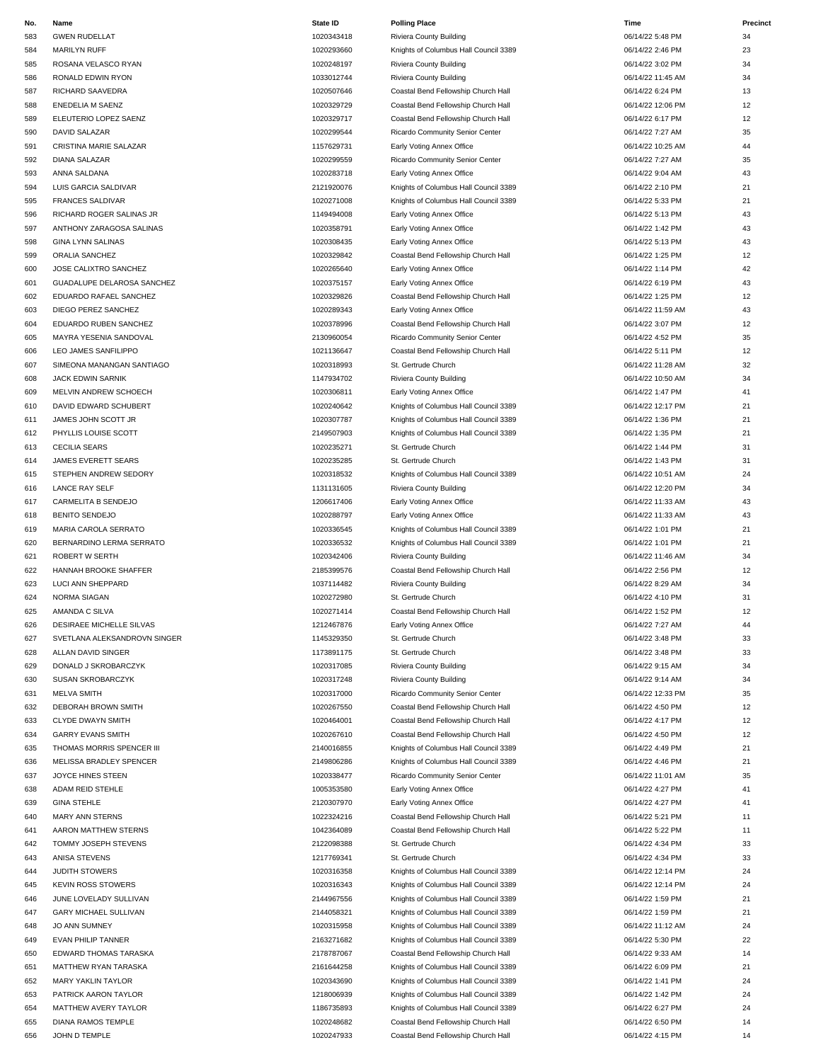| No. | Name | State ID | Polling Place | Time | Precinct |
|---|---|---|---|---|---|
| 583 | GWEN RUDELLAT | 1020343418 | Riviera County Building | 06/14/22 5:48 PM | 34 |
| 584 | MARILYN RUFF | 1020293660 | Knights of Columbus Hall Council 3389 | 06/14/22 2:46 PM | 23 |
| 585 | ROSANA VELASCO RYAN | 1020248197 | Riviera County Building | 06/14/22 3:02 PM | 34 |
| 586 | RONALD EDWIN RYON | 1033012744 | Riviera County Building | 06/14/22 11:45 AM | 34 |
| 587 | RICHARD SAAVEDRA | 1020507646 | Coastal Bend Fellowship Church Hall | 06/14/22 6:24 PM | 13 |
| 588 | ENEDELIA M SAENZ | 1020329729 | Coastal Bend Fellowship Church Hall | 06/14/22 12:06 PM | 12 |
| 589 | ELEUTERIO LOPEZ SAENZ | 1020329717 | Coastal Bend Fellowship Church Hall | 06/14/22 6:17 PM | 12 |
| 590 | DAVID SALAZAR | 1020299544 | Ricardo Community Senior Center | 06/14/22 7:27 AM | 35 |
| 591 | CRISTINA MARIE SALAZAR | 1157629731 | Early Voting Annex Office | 06/14/22 10:25 AM | 44 |
| 592 | DIANA SALAZAR | 1020299559 | Ricardo Community Senior Center | 06/14/22 7:27 AM | 35 |
| 593 | ANNA SALDANA | 1020283718 | Early Voting Annex Office | 06/14/22 9:04 AM | 43 |
| 594 | LUIS GARCIA SALDIVAR | 2121920076 | Knights of Columbus Hall Council 3389 | 06/14/22 2:10 PM | 21 |
| 595 | FRANCES SALDIVAR | 1020271008 | Knights of Columbus Hall Council 3389 | 06/14/22 5:33 PM | 21 |
| 596 | RICHARD ROGER SALINAS JR | 1149494008 | Early Voting Annex Office | 06/14/22 5:13 PM | 43 |
| 597 | ANTHONY ZARAGOSA SALINAS | 1020358791 | Early Voting Annex Office | 06/14/22 1:42 PM | 43 |
| 598 | GINA LYNN SALINAS | 1020308435 | Early Voting Annex Office | 06/14/22 5:13 PM | 43 |
| 599 | ORALIA SANCHEZ | 1020329842 | Coastal Bend Fellowship Church Hall | 06/14/22 1:25 PM | 12 |
| 600 | JOSE CALIXTRO SANCHEZ | 1020265640 | Early Voting Annex Office | 06/14/22 1:14 PM | 42 |
| 601 | GUADALUPE DELAROSA SANCHEZ | 1020375157 | Early Voting Annex Office | 06/14/22 6:19 PM | 43 |
| 602 | EDUARDO RAFAEL SANCHEZ | 1020329826 | Coastal Bend Fellowship Church Hall | 06/14/22 1:25 PM | 12 |
| 603 | DIEGO PEREZ SANCHEZ | 1020289343 | Early Voting Annex Office | 06/14/22 11:59 AM | 43 |
| 604 | EDUARDO RUBEN SANCHEZ | 1020378996 | Coastal Bend Fellowship Church Hall | 06/14/22 3:07 PM | 12 |
| 605 | MAYRA YESENIA SANDOVAL | 2130960054 | Ricardo Community Senior Center | 06/14/22 4:52 PM | 35 |
| 606 | LEO JAMES SANFILIPPO | 1021136647 | Coastal Bend Fellowship Church Hall | 06/14/22 5:11 PM | 12 |
| 607 | SIMEONA MANANGAN SANTIAGO | 1020318993 | St. Gertrude Church | 06/14/22 11:28 AM | 32 |
| 608 | JACK EDWIN SARNIK | 1147934702 | Riviera County Building | 06/14/22 10:50 AM | 34 |
| 609 | MELVIN ANDREW SCHOECH | 1020306811 | Early Voting Annex Office | 06/14/22 1:47 PM | 41 |
| 610 | DAVID EDWARD SCHUBERT | 1020240642 | Knights of Columbus Hall Council 3389 | 06/14/22 12:17 PM | 21 |
| 611 | JAMES JOHN SCOTT JR | 1020307787 | Knights of Columbus Hall Council 3389 | 06/14/22 1:36 PM | 21 |
| 612 | PHYLLIS LOUISE SCOTT | 2149507903 | Knights of Columbus Hall Council 3389 | 06/14/22 1:35 PM | 21 |
| 613 | CECILIA SEARS | 1020235271 | St. Gertrude Church | 06/14/22 1:44 PM | 31 |
| 614 | JAMES EVERETT SEARS | 1020235285 | St. Gertrude Church | 06/14/22 1:43 PM | 31 |
| 615 | STEPHEN ANDREW SEDORY | 1020318532 | Knights of Columbus Hall Council 3389 | 06/14/22 10:51 AM | 24 |
| 616 | LANCE RAY SELF | 1131131605 | Riviera County Building | 06/14/22 12:20 PM | 34 |
| 617 | CARMELITA B SENDEJO | 1206617406 | Early Voting Annex Office | 06/14/22 11:33 AM | 43 |
| 618 | BENITO SENDEJO | 1020288797 | Early Voting Annex Office | 06/14/22 11:33 AM | 43 |
| 619 | MARIA CAROLA SERRATO | 1020336545 | Knights of Columbus Hall Council 3389 | 06/14/22 1:01 PM | 21 |
| 620 | BERNARDINO LERMA SERRATO | 1020336532 | Knights of Columbus Hall Council 3389 | 06/14/22 1:01 PM | 21 |
| 621 | ROBERT W SERTH | 1020342406 | Riviera County Building | 06/14/22 11:46 AM | 34 |
| 622 | HANNAH BROOKE SHAFFER | 2185399576 | Coastal Bend Fellowship Church Hall | 06/14/22 2:56 PM | 12 |
| 623 | LUCI ANN SHEPPARD | 1037114482 | Riviera County Building | 06/14/22 8:29 AM | 34 |
| 624 | NORMA SIAGAN | 1020272980 | St. Gertrude Church | 06/14/22 4:10 PM | 31 |
| 625 | AMANDA C SILVA | 1020271414 | Coastal Bend Fellowship Church Hall | 06/14/22 1:52 PM | 12 |
| 626 | DESIRAEE MICHELLE SILVAS | 1212467876 | Early Voting Annex Office | 06/14/22 7:27 AM | 44 |
| 627 | SVETLANA ALEKSANDROVN SINGER | 1145329350 | St. Gertrude Church | 06/14/22 3:48 PM | 33 |
| 628 | ALLAN DAVID SINGER | 1173891175 | St. Gertrude Church | 06/14/22 3:48 PM | 33 |
| 629 | DONALD J SKROBARCZYK | 1020317085 | Riviera County Building | 06/14/22 9:15 AM | 34 |
| 630 | SUSAN SKROBARCZYK | 1020317248 | Riviera County Building | 06/14/22 9:14 AM | 34 |
| 631 | MELVA SMITH | 1020317000 | Ricardo Community Senior Center | 06/14/22 12:33 PM | 35 |
| 632 | DEBORAH BROWN SMITH | 1020267550 | Coastal Bend Fellowship Church Hall | 06/14/22 4:50 PM | 12 |
| 633 | CLYDE DWAYN SMITH | 1020464001 | Coastal Bend Fellowship Church Hall | 06/14/22 4:17 PM | 12 |
| 634 | GARRY EVANS SMITH | 1020267610 | Coastal Bend Fellowship Church Hall | 06/14/22 4:50 PM | 12 |
| 635 | THOMAS MORRIS SPENCER III | 2140016855 | Knights of Columbus Hall Council 3389 | 06/14/22 4:49 PM | 21 |
| 636 | MELISSA BRADLEY SPENCER | 2149806286 | Knights of Columbus Hall Council 3389 | 06/14/22 4:46 PM | 21 |
| 637 | JOYCE HINES STEEN | 1020338477 | Ricardo Community Senior Center | 06/14/22 11:01 AM | 35 |
| 638 | ADAM REID STEHLE | 1005353580 | Early Voting Annex Office | 06/14/22 4:27 PM | 41 |
| 639 | GINA STEHLE | 2120307970 | Early Voting Annex Office | 06/14/22 4:27 PM | 41 |
| 640 | MARY ANN STERNS | 1022324216 | Coastal Bend Fellowship Church Hall | 06/14/22 5:21 PM | 11 |
| 641 | AARON MATTHEW STERNS | 1042364089 | Coastal Bend Fellowship Church Hall | 06/14/22 5:22 PM | 11 |
| 642 | TOMMY JOSEPH STEVENS | 2122098388 | St. Gertrude Church | 06/14/22 4:34 PM | 33 |
| 643 | ANISA STEVENS | 1217769341 | St. Gertrude Church | 06/14/22 4:34 PM | 33 |
| 644 | JUDITH STOWERS | 1020316358 | Knights of Columbus Hall Council 3389 | 06/14/22 12:14 PM | 24 |
| 645 | KEVIN ROSS STOWERS | 1020316343 | Knights of Columbus Hall Council 3389 | 06/14/22 12:14 PM | 24 |
| 646 | JUNE LOVELADY SULLIVAN | 2144967556 | Knights of Columbus Hall Council 3389 | 06/14/22 1:59 PM | 21 |
| 647 | GARY MICHAEL SULLIVAN | 2144058321 | Knights of Columbus Hall Council 3389 | 06/14/22 1:59 PM | 21 |
| 648 | JO ANN SUMNEY | 1020315958 | Knights of Columbus Hall Council 3389 | 06/14/22 11:12 AM | 24 |
| 649 | EVAN PHILIP TANNER | 2163271682 | Knights of Columbus Hall Council 3389 | 06/14/22 5:30 PM | 22 |
| 650 | EDWARD THOMAS TARASKA | 2178787067 | Coastal Bend Fellowship Church Hall | 06/14/22 9:33 AM | 14 |
| 651 | MATTHEW RYAN TARASKA | 2161644258 | Knights of Columbus Hall Council 3389 | 06/14/22 6:09 PM | 21 |
| 652 | MARY YAKLIN TAYLOR | 1020343690 | Knights of Columbus Hall Council 3389 | 06/14/22 1:41 PM | 24 |
| 653 | PATRICK AARON TAYLOR | 1218006939 | Knights of Columbus Hall Council 3389 | 06/14/22 1:42 PM | 24 |
| 654 | MATTHEW AVERY TAYLOR | 1186735893 | Knights of Columbus Hall Council 3389 | 06/14/22 6:27 PM | 24 |
| 655 | DIANA RAMOS TEMPLE | 1020248682 | Coastal Bend Fellowship Church Hall | 06/14/22 6:50 PM | 14 |
| 656 | JOHN D TEMPLE | 1020247933 | Coastal Bend Fellowship Church Hall | 06/14/22 4:15 PM | 14 |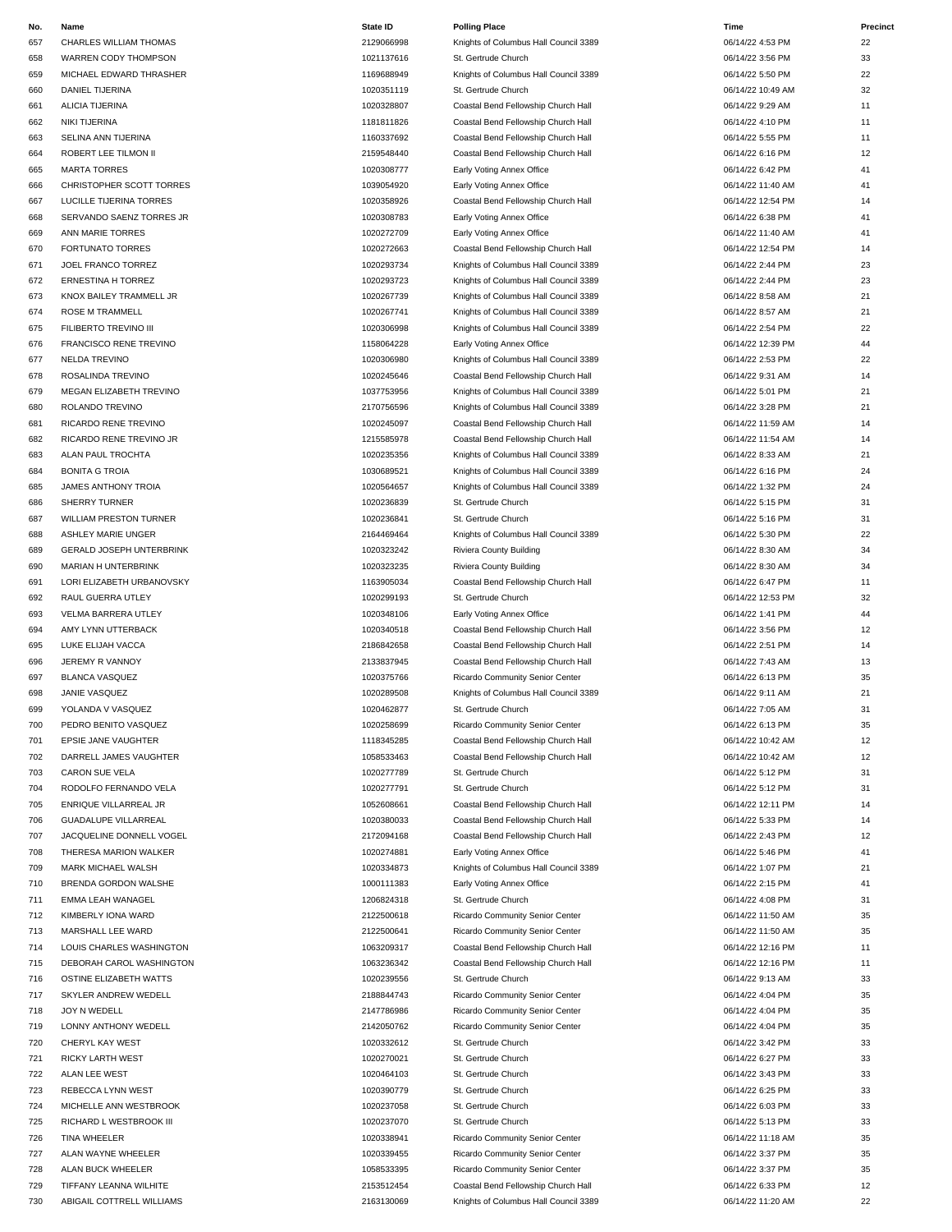| No. | Name | State ID | Polling Place | Time | Precinct |
|---|---|---|---|---|---|
| 657 | CHARLES WILLIAM THOMAS | 2129066998 | Knights of Columbus Hall Council 3389 | 06/14/22 4:53 PM | 22 |
| 658 | WARREN CODY THOMPSON | 1021137616 | St. Gertrude Church | 06/14/22 3:56 PM | 33 |
| 659 | MICHAEL EDWARD THRASHER | 1169688949 | Knights of Columbus Hall Council 3389 | 06/14/22 5:50 PM | 22 |
| 660 | DANIEL TIJERINA | 1020351119 | St. Gertrude Church | 06/14/22 10:49 AM | 32 |
| 661 | ALICIA TIJERINA | 1020328807 | Coastal Bend Fellowship Church Hall | 06/14/22 9:29 AM | 11 |
| 662 | NIKI TIJERINA | 1181811826 | Coastal Bend Fellowship Church Hall | 06/14/22 4:10 PM | 11 |
| 663 | SELINA ANN TIJERINA | 1160337692 | Coastal Bend Fellowship Church Hall | 06/14/22 5:55 PM | 11 |
| 664 | ROBERT LEE TILMON II | 2159548440 | Coastal Bend Fellowship Church Hall | 06/14/22 6:16 PM | 12 |
| 665 | MARTA TORRES | 1020308777 | Early Voting Annex Office | 06/14/22 6:42 PM | 41 |
| 666 | CHRISTOPHER SCOTT TORRES | 1039054920 | Early Voting Annex Office | 06/14/22 11:40 AM | 41 |
| 667 | LUCILLE TIJERINA TORRES | 1020358926 | Coastal Bend Fellowship Church Hall | 06/14/22 12:54 PM | 14 |
| 668 | SERVANDO SAENZ TORRES JR | 1020308783 | Early Voting Annex Office | 06/14/22 6:38 PM | 41 |
| 669 | ANN MARIE TORRES | 1020272709 | Early Voting Annex Office | 06/14/22 11:40 AM | 41 |
| 670 | FORTUNATO TORRES | 1020272663 | Coastal Bend Fellowship Church Hall | 06/14/22 12:54 PM | 14 |
| 671 | JOEL FRANCO TORREZ | 1020293734 | Knights of Columbus Hall Council 3389 | 06/14/22 2:44 PM | 23 |
| 672 | ERNESTINA H TORREZ | 1020293723 | Knights of Columbus Hall Council 3389 | 06/14/22 2:44 PM | 23 |
| 673 | KNOX BAILEY TRAMMELL JR | 1020267739 | Knights of Columbus Hall Council 3389 | 06/14/22 8:58 AM | 21 |
| 674 | ROSE M TRAMMELL | 1020267741 | Knights of Columbus Hall Council 3389 | 06/14/22 8:57 AM | 21 |
| 675 | FILIBERTO TREVINO III | 1020306998 | Knights of Columbus Hall Council 3389 | 06/14/22 2:54 PM | 22 |
| 676 | FRANCISCO RENE TREVINO | 1158064228 | Early Voting Annex Office | 06/14/22 12:39 PM | 44 |
| 677 | NELDA TREVINO | 1020306980 | Knights of Columbus Hall Council 3389 | 06/14/22 2:53 PM | 22 |
| 678 | ROSALINDA TREVINO | 1020245646 | Coastal Bend Fellowship Church Hall | 06/14/22 9:31 AM | 14 |
| 679 | MEGAN ELIZABETH TREVINO | 1037753956 | Knights of Columbus Hall Council 3389 | 06/14/22 5:01 PM | 21 |
| 680 | ROLANDO TREVINO | 2170756596 | Knights of Columbus Hall Council 3389 | 06/14/22 3:28 PM | 21 |
| 681 | RICARDO RENE TREVINO | 1020245097 | Coastal Bend Fellowship Church Hall | 06/14/22 11:59 AM | 14 |
| 682 | RICARDO RENE TREVINO JR | 1215585978 | Coastal Bend Fellowship Church Hall | 06/14/22 11:54 AM | 14 |
| 683 | ALAN PAUL TROCHTA | 1020235356 | Knights of Columbus Hall Council 3389 | 06/14/22 8:33 AM | 21 |
| 684 | BONITA G TROIA | 1030689521 | Knights of Columbus Hall Council 3389 | 06/14/22 6:16 PM | 24 |
| 685 | JAMES ANTHONY TROIA | 1020564657 | Knights of Columbus Hall Council 3389 | 06/14/22 1:32 PM | 24 |
| 686 | SHERRY TURNER | 1020236839 | St. Gertrude Church | 06/14/22 5:15 PM | 31 |
| 687 | WILLIAM PRESTON TURNER | 1020236841 | St. Gertrude Church | 06/14/22 5:16 PM | 31 |
| 688 | ASHLEY MARIE UNGER | 2164469464 | Knights of Columbus Hall Council 3389 | 06/14/22 5:30 PM | 22 |
| 689 | GERALD JOSEPH UNTERBRINK | 1020323242 | Riviera County Building | 06/14/22 8:30 AM | 34 |
| 690 | MARIAN H UNTERBRINK | 1020323235 | Riviera County Building | 06/14/22 8:30 AM | 34 |
| 691 | LORI ELIZABETH URBANOVSKY | 1163905034 | Coastal Bend Fellowship Church Hall | 06/14/22 6:47 PM | 11 |
| 692 | RAUL GUERRA UTLEY | 1020299193 | St. Gertrude Church | 06/14/22 12:53 PM | 32 |
| 693 | VELMA BARRERA UTLEY | 1020348106 | Early Voting Annex Office | 06/14/22 1:41 PM | 44 |
| 694 | AMY LYNN UTTERBACK | 1020340518 | Coastal Bend Fellowship Church Hall | 06/14/22 3:56 PM | 12 |
| 695 | LUKE ELIJAH VACCA | 2186842658 | Coastal Bend Fellowship Church Hall | 06/14/22 2:51 PM | 14 |
| 696 | JEREMY R VANNOY | 2133837945 | Coastal Bend Fellowship Church Hall | 06/14/22 7:43 AM | 13 |
| 697 | BLANCA VASQUEZ | 1020375766 | Ricardo Community Senior Center | 06/14/22 6:13 PM | 35 |
| 698 | JANIE VASQUEZ | 1020289508 | Knights of Columbus Hall Council 3389 | 06/14/22 9:11 AM | 21 |
| 699 | YOLANDA V VASQUEZ | 1020462877 | St. Gertrude Church | 06/14/22 7:05 AM | 31 |
| 700 | PEDRO BENITO VASQUEZ | 1020258699 | Ricardo Community Senior Center | 06/14/22 6:13 PM | 35 |
| 701 | EPSIE JANE VAUGHTER | 1118345285 | Coastal Bend Fellowship Church Hall | 06/14/22 10:42 AM | 12 |
| 702 | DARRELL JAMES VAUGHTER | 1058533463 | Coastal Bend Fellowship Church Hall | 06/14/22 10:42 AM | 12 |
| 703 | CARON SUE VELA | 1020277789 | St. Gertrude Church | 06/14/22 5:12 PM | 31 |
| 704 | RODOLFO FERNANDO VELA | 1020277791 | St. Gertrude Church | 06/14/22 5:12 PM | 31 |
| 705 | ENRIQUE VILLARREAL JR | 1052608661 | Coastal Bend Fellowship Church Hall | 06/14/22 12:11 PM | 14 |
| 706 | GUADALUPE VILLARREAL | 1020380033 | Coastal Bend Fellowship Church Hall | 06/14/22 5:33 PM | 14 |
| 707 | JACQUELINE DONNELL VOGEL | 2172094168 | Coastal Bend Fellowship Church Hall | 06/14/22 2:43 PM | 12 |
| 708 | THERESA MARION WALKER | 1020274881 | Early Voting Annex Office | 06/14/22 5:46 PM | 41 |
| 709 | MARK MICHAEL WALSH | 1020334873 | Knights of Columbus Hall Council 3389 | 06/14/22 1:07 PM | 21 |
| 710 | BRENDA GORDON WALSHE | 1000111383 | Early Voting Annex Office | 06/14/22 2:15 PM | 41 |
| 711 | EMMA LEAH WANAGEL | 1206824318 | St. Gertrude Church | 06/14/22 4:08 PM | 31 |
| 712 | KIMBERLY IONA WARD | 2122500618 | Ricardo Community Senior Center | 06/14/22 11:50 AM | 35 |
| 713 | MARSHALL LEE WARD | 2122500641 | Ricardo Community Senior Center | 06/14/22 11:50 AM | 35 |
| 714 | LOUIS CHARLES WASHINGTON | 1063209317 | Coastal Bend Fellowship Church Hall | 06/14/22 12:16 PM | 11 |
| 715 | DEBORAH CAROL WASHINGTON | 1063236342 | Coastal Bend Fellowship Church Hall | 06/14/22 12:16 PM | 11 |
| 716 | OSTINE ELIZABETH WATTS | 1020239556 | St. Gertrude Church | 06/14/22 9:13 AM | 33 |
| 717 | SKYLER ANDREW WEDELL | 2188844743 | Ricardo Community Senior Center | 06/14/22 4:04 PM | 35 |
| 718 | JOY N WEDELL | 2147786986 | Ricardo Community Senior Center | 06/14/22 4:04 PM | 35 |
| 719 | LONNY ANTHONY WEDELL | 2142050762 | Ricardo Community Senior Center | 06/14/22 4:04 PM | 35 |
| 720 | CHERYL KAY WEST | 1020332612 | St. Gertrude Church | 06/14/22 3:42 PM | 33 |
| 721 | RICKY LARTH WEST | 1020270021 | St. Gertrude Church | 06/14/22 6:27 PM | 33 |
| 722 | ALAN LEE WEST | 1020464103 | St. Gertrude Church | 06/14/22 3:43 PM | 33 |
| 723 | REBECCA LYNN WEST | 1020390779 | St. Gertrude Church | 06/14/22 6:25 PM | 33 |
| 724 | MICHELLE ANN WESTBROOK | 1020237058 | St. Gertrude Church | 06/14/22 6:03 PM | 33 |
| 725 | RICHARD L WESTBROOK III | 1020237070 | St. Gertrude Church | 06/14/22 5:13 PM | 33 |
| 726 | TINA WHEELER | 1020338941 | Ricardo Community Senior Center | 06/14/22 11:18 AM | 35 |
| 727 | ALAN WAYNE WHEELER | 1020339455 | Ricardo Community Senior Center | 06/14/22 3:37 PM | 35 |
| 728 | ALAN BUCK WHEELER | 1058533395 | Ricardo Community Senior Center | 06/14/22 3:37 PM | 35 |
| 729 | TIFFANY LEANNA WILHITE | 2153512454 | Coastal Bend Fellowship Church Hall | 06/14/22 6:33 PM | 12 |
| 730 | ABIGAIL COTTRELL WILLIAMS | 2163130069 | Knights of Columbus Hall Council 3389 | 06/14/22 11:20 AM | 22 |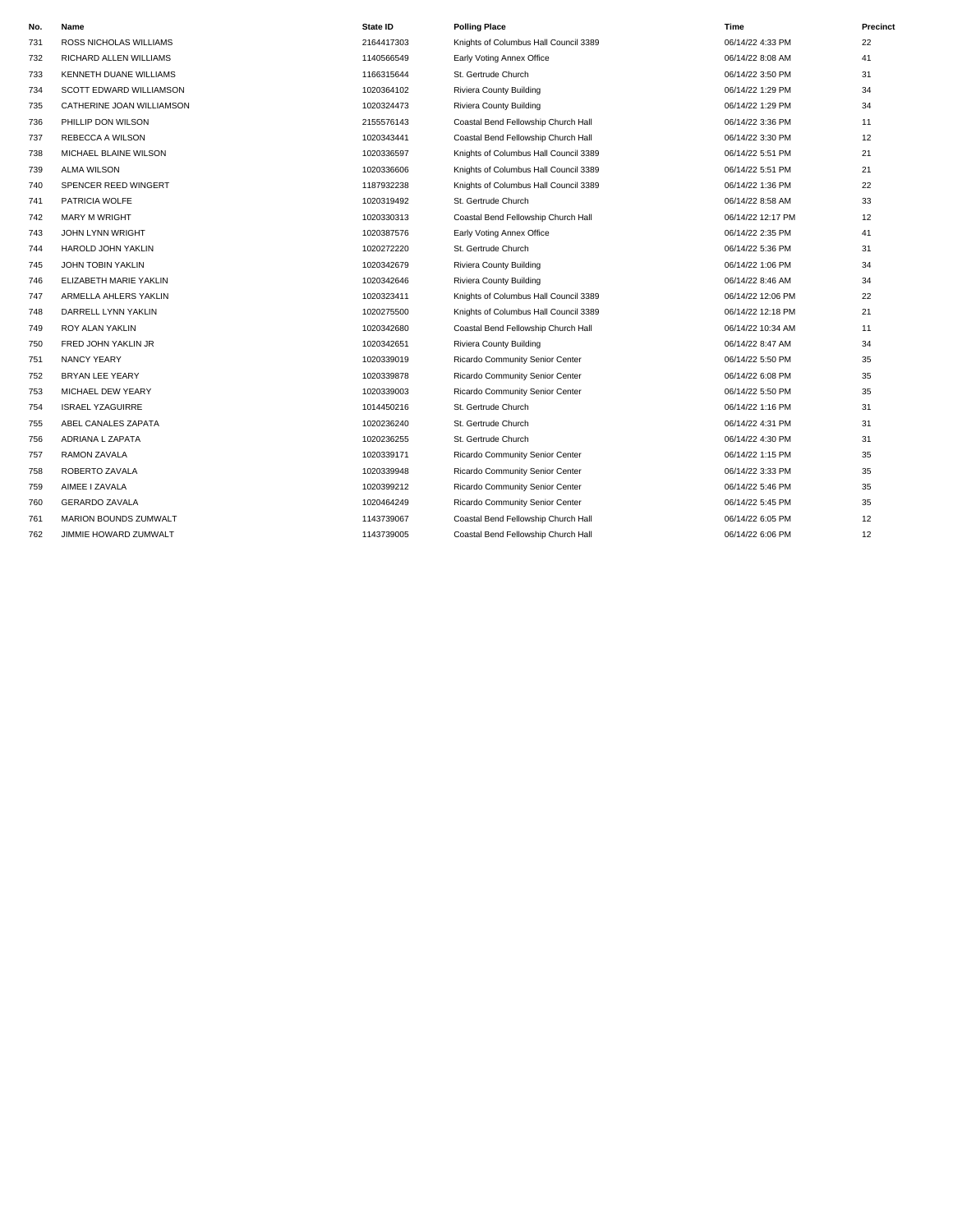| No. | Name | State ID | Polling Place | Time | Precinct |
|---|---|---|---|---|---|
| 731 | ROSS NICHOLAS WILLIAMS | 2164417303 | Knights of Columbus Hall Council 3389 | 06/14/22 4:33 PM | 22 |
| 732 | RICHARD ALLEN WILLIAMS | 1140566549 | Early Voting Annex Office | 06/14/22 8:08 AM | 41 |
| 733 | KENNETH DUANE WILLIAMS | 1166315644 | St. Gertrude Church | 06/14/22 3:50 PM | 31 |
| 734 | SCOTT EDWARD WILLIAMSON | 1020364102 | Riviera County Building | 06/14/22 1:29 PM | 34 |
| 735 | CATHERINE JOAN WILLIAMSON | 1020324473 | Riviera County Building | 06/14/22 1:29 PM | 34 |
| 736 | PHILLIP DON WILSON | 2155576143 | Coastal Bend Fellowship Church Hall | 06/14/22 3:36 PM | 11 |
| 737 | REBECCA A WILSON | 1020343441 | Coastal Bend Fellowship Church Hall | 06/14/22 3:30 PM | 12 |
| 738 | MICHAEL BLAINE WILSON | 1020336597 | Knights of Columbus Hall Council 3389 | 06/14/22 5:51 PM | 21 |
| 739 | ALMA WILSON | 1020336606 | Knights of Columbus Hall Council 3389 | 06/14/22 5:51 PM | 21 |
| 740 | SPENCER REED WINGERT | 1187932238 | Knights of Columbus Hall Council 3389 | 06/14/22 1:36 PM | 22 |
| 741 | PATRICIA WOLFE | 1020319492 | St. Gertrude Church | 06/14/22 8:58 AM | 33 |
| 742 | MARY M WRIGHT | 1020330313 | Coastal Bend Fellowship Church Hall | 06/14/22 12:17 PM | 12 |
| 743 | JOHN LYNN WRIGHT | 1020387576 | Early Voting Annex Office | 06/14/22 2:35 PM | 41 |
| 744 | HAROLD JOHN YAKLIN | 1020272220 | St. Gertrude Church | 06/14/22 5:36 PM | 31 |
| 745 | JOHN TOBIN YAKLIN | 1020342679 | Riviera County Building | 06/14/22 1:06 PM | 34 |
| 746 | ELIZABETH MARIE YAKLIN | 1020342646 | Riviera County Building | 06/14/22 8:46 AM | 34 |
| 747 | ARMELLA AHLERS YAKLIN | 1020323411 | Knights of Columbus Hall Council 3389 | 06/14/22 12:06 PM | 22 |
| 748 | DARRELL LYNN YAKLIN | 1020275500 | Knights of Columbus Hall Council 3389 | 06/14/22 12:18 PM | 21 |
| 749 | ROY ALAN YAKLIN | 1020342680 | Coastal Bend Fellowship Church Hall | 06/14/22 10:34 AM | 11 |
| 750 | FRED JOHN YAKLIN JR | 1020342651 | Riviera County Building | 06/14/22 8:47 AM | 34 |
| 751 | NANCY YEARY | 1020339019 | Ricardo Community Senior Center | 06/14/22 5:50 PM | 35 |
| 752 | BRYAN LEE YEARY | 1020339878 | Ricardo Community Senior Center | 06/14/22 6:08 PM | 35 |
| 753 | MICHAEL DEW YEARY | 1020339003 | Ricardo Community Senior Center | 06/14/22 5:50 PM | 35 |
| 754 | ISRAEL YZAGUIRRE | 1014450216 | St. Gertrude Church | 06/14/22 1:16 PM | 31 |
| 755 | ABEL CANALES ZAPATA | 1020236240 | St. Gertrude Church | 06/14/22 4:31 PM | 31 |
| 756 | ADRIANA L ZAPATA | 1020236255 | St. Gertrude Church | 06/14/22 4:30 PM | 31 |
| 757 | RAMON ZAVALA | 1020339171 | Ricardo Community Senior Center | 06/14/22 1:15 PM | 35 |
| 758 | ROBERTO ZAVALA | 1020339948 | Ricardo Community Senior Center | 06/14/22 3:33 PM | 35 |
| 759 | AIMEE I ZAVALA | 1020399212 | Ricardo Community Senior Center | 06/14/22 5:46 PM | 35 |
| 760 | GERARDO ZAVALA | 1020464249 | Ricardo Community Senior Center | 06/14/22 5:45 PM | 35 |
| 761 | MARION BOUNDS ZUMWALT | 1143739067 | Coastal Bend Fellowship Church Hall | 06/14/22 6:05 PM | 12 |
| 762 | JIMMIE HOWARD ZUMWALT | 1143739005 | Coastal Bend Fellowship Church Hall | 06/14/22 6:06 PM | 12 |